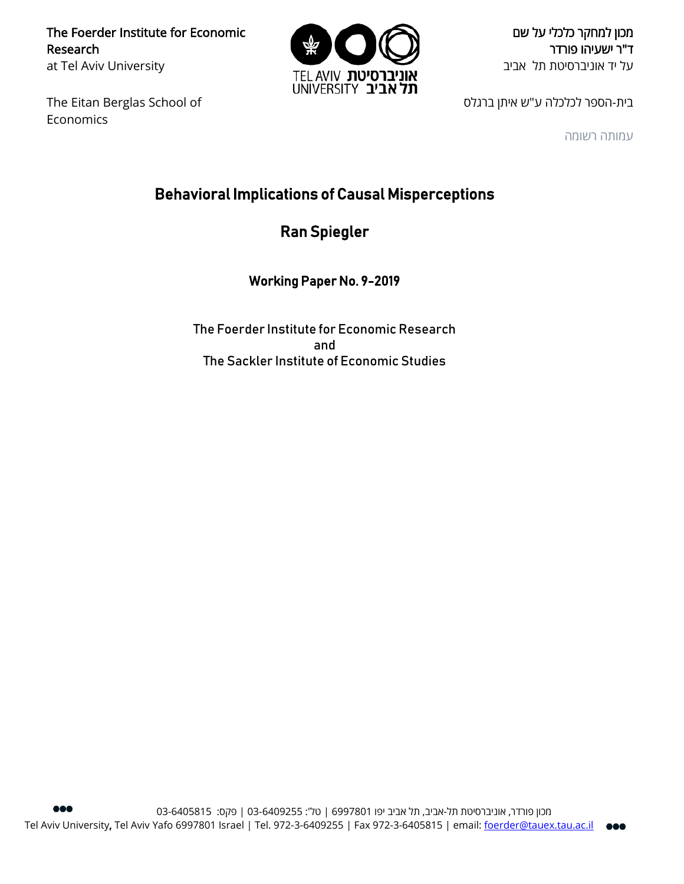The Foerder Institute for Economic Research
at Tel Aviv University

מכון למחקר כלכלי על שם
ד"ר ישעיהו פורדר
על יד אוניברסיטת תל אביב

The Eitan Berglas School of Economics

בית-הספר לכלכלה ע"ש איתן ברגלס

עמותה רשומה

# Behavioral Implications of Causal Misperceptions

## Ran Spiegler

### Working Paper No. 9-2019

The Foerder Institute for Economic Research
and
The Sackler Institute of Economic Studies

מכון פורדר, אוניברסיטת תל-אביב, תל אביב יפו 6997801 | טל': 03-6409255 | פקס: 03-6405815
Tel Aviv University, Tel Aviv Yafo 6997801 Israel | Tel. 972-3-6409255 | Fax 972-3-6405815 | email: foerder@tauex.tau.ac.il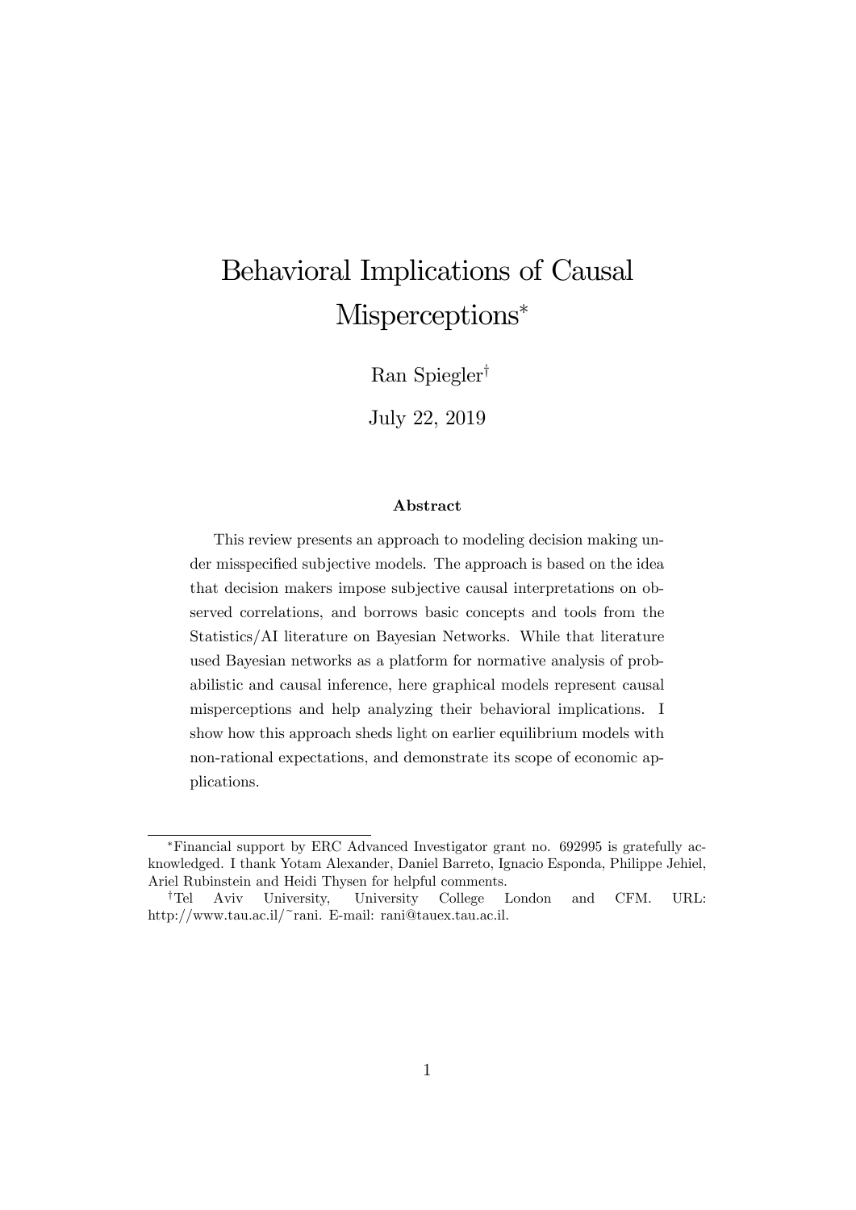# Behavioral Implications of Causal Misperceptions*

Ran Spiegler†

July 22, 2019

**Abstract**

This review presents an approach to modeling decision making under misspecified subjective models. The approach is based on the idea that decision makers impose subjective causal interpretations on observed correlations, and borrows basic concepts and tools from the Statistics/AI literature on Bayesian Networks. While that literature used Bayesian networks as a platform for normative analysis of probabilistic and causal inference, here graphical models represent causal misperceptions and help analyzing their behavioral implications. I show how this approach sheds light on earlier equilibrium models with non-rational expectations, and demonstrate its scope of economic applications.

---

*Financial support by ERC Advanced Investigator grant no. 692995 is gratefully acknowledged. I thank Yotam Alexander, Daniel Barreto, Ignacio Esponda, Philippe Jehiel, Ariel Rubinstein and Heidi Thysen for helpful comments.

†Tel Aviv University, University College London and CFM. URL: http://www.tau.ac.il/~rani. E-mail: rani@tauex.tau.ac.il.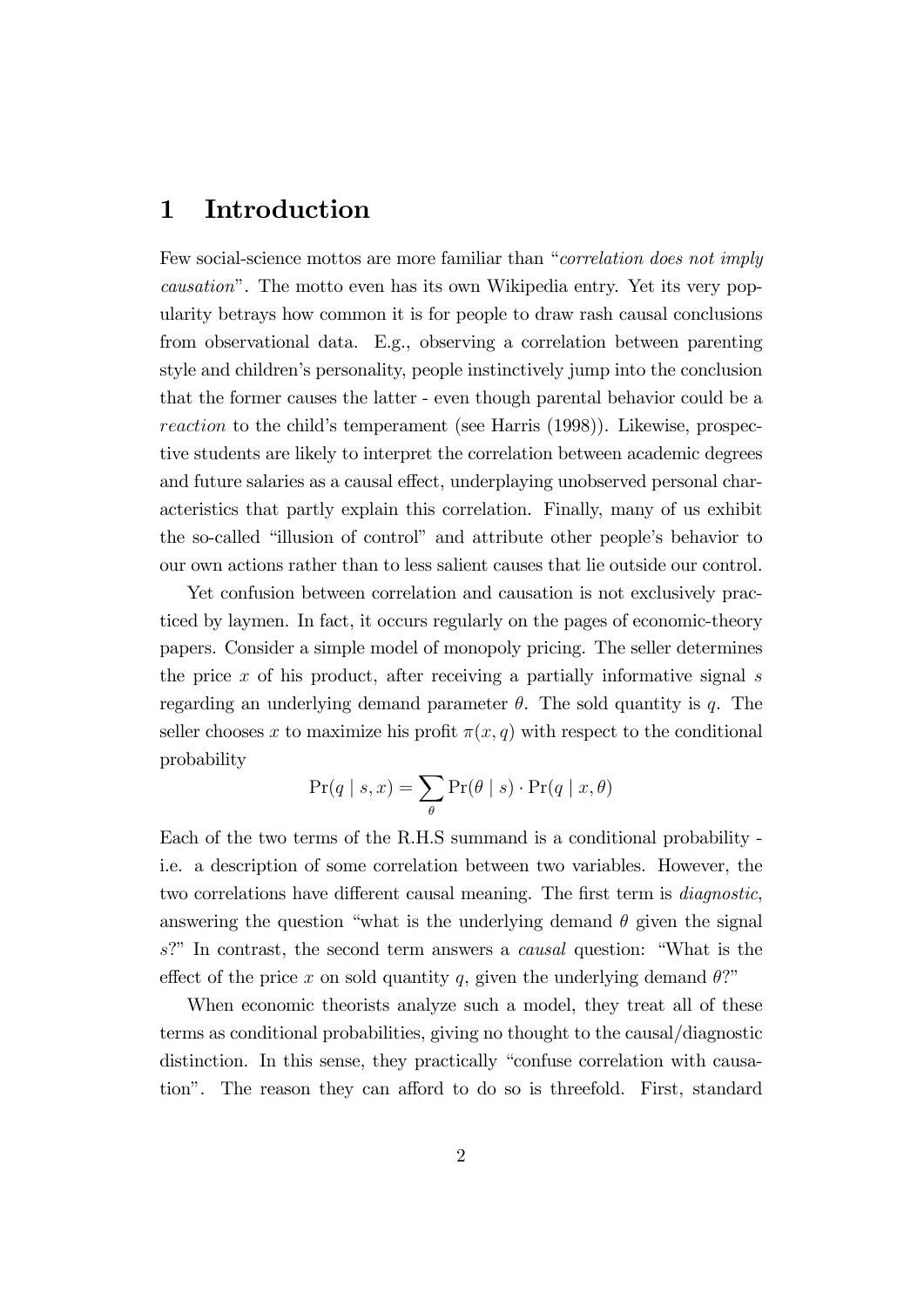# 1 Introduction

Few social-science mottos are more familiar than "*correlation does not imply causation*". The motto even has its own Wikipedia entry. Yet its very popularity betrays how common it is for people to draw rash causal conclusions from observational data. E.g., observing a correlation between parenting style and children's personality, people instinctively jump into the conclusion that the former causes the latter - even though parental behavior could be a *reaction* to the child's temperament (see Harris (1998)). Likewise, prospective students are likely to interpret the correlation between academic degrees and future salaries as a causal effect, underplaying unobserved personal characteristics that partly explain this correlation. Finally, many of us exhibit the so-called "illusion of control" and attribute other people's behavior to our own actions rather than to less salient causes that lie outside our control.

Yet confusion between correlation and causation is not exclusively practiced by laymen. In fact, it occurs regularly on the pages of economic-theory papers. Consider a simple model of monopoly pricing. The seller determines the price $x$ of his product, after receiving a partially informative signal $s$ regarding an underlying demand parameter $\theta$. The sold quantity is $q$. The seller chooses $x$ to maximize his profit $\pi(x, q)$ with respect to the conditional probability

$$\Pr(q \mid s, x) = \sum_{\theta} \Pr(\theta \mid s) \cdot \Pr(q \mid x, \theta)$$

Each of the two terms of the R.H.S summand is a conditional probability - i.e. a description of some correlation between two variables. However, the two correlations have different causal meaning. The first term is *diagnostic*, answering the question "what is the underlying demand $\theta$ given the signal $s$?" In contrast, the second term answers a *causal* question: "What is the effect of the price $x$ on sold quantity $q$, given the underlying demand $\theta$?"

When economic theorists analyze such a model, they treat all of these terms as conditional probabilities, giving no thought to the causal/diagnostic distinction. In this sense, they practically "confuse correlation with causation". The reason they can afford to do so is threefold. First, standard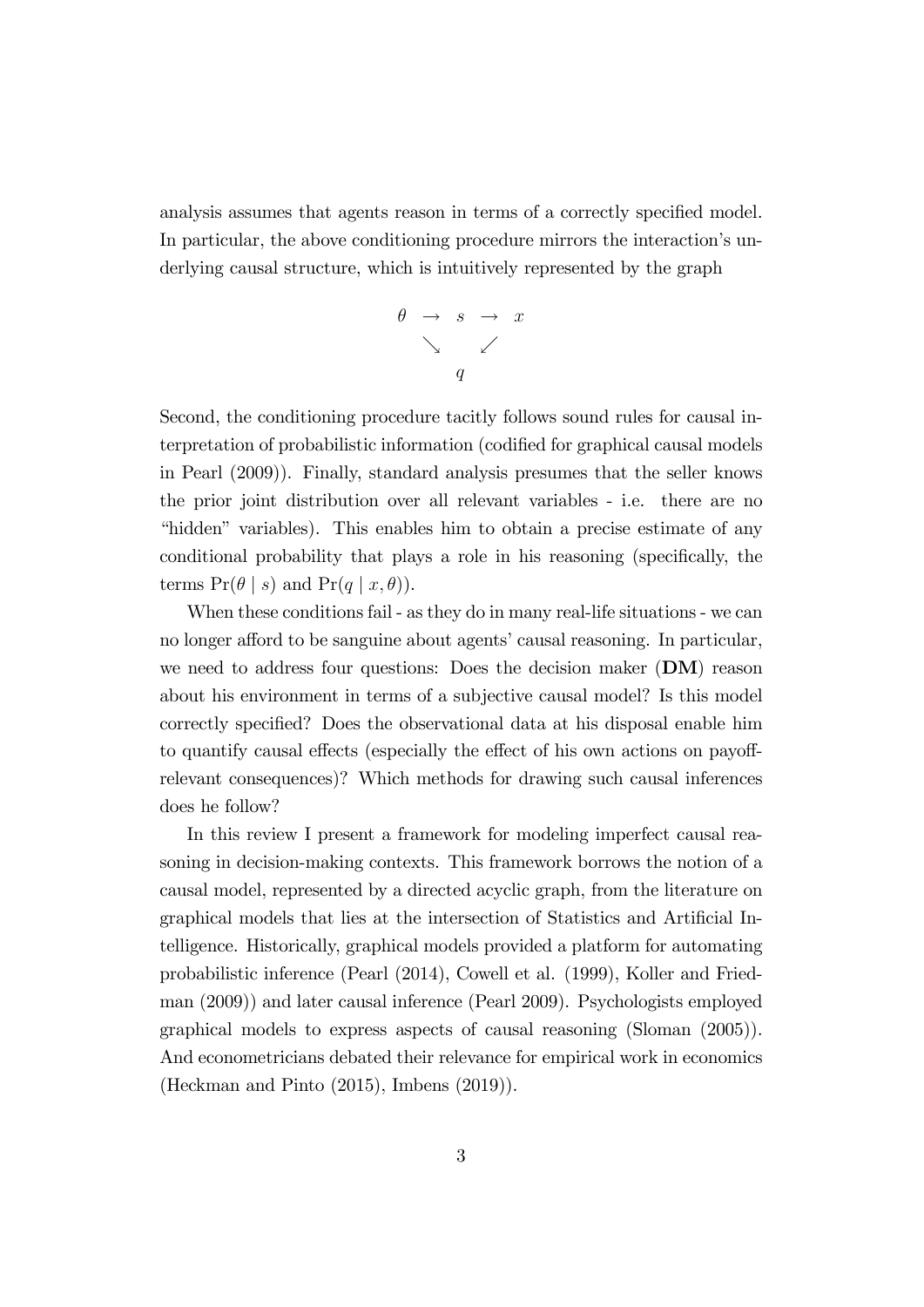analysis assumes that agents reason in terms of a correctly specified model. In particular, the above conditioning procedure mirrors the interaction's underlying causal structure, which is intuitively represented by the graph

$$
\begin{array}{ccccc}
\theta & \rightarrow & s & \rightarrow & x \\
 & \searrow & & \swarrow & \\
 & & q & &
\end{array}
$$

Second, the conditioning procedure tacitly follows sound rules for causal interpretation of probabilistic information (codified for graphical causal models in Pearl (2009)). Finally, standard analysis presumes that the seller knows the prior joint distribution over all relevant variables - i.e. there are no "hidden" variables). This enables him to obtain a precise estimate of any conditional probability that plays a role in his reasoning (specifically, the terms $\Pr(\theta \mid s)$ and $\Pr(q \mid x, \theta)$).

When these conditions fail - as they do in many real-life situations - we can no longer afford to be sanguine about agents' causal reasoning. In particular, we need to address four questions: Does the decision maker (**DM**) reason about his environment in terms of a subjective causal model? Is this model correctly specified? Does the observational data at his disposal enable him to quantify causal effects (especially the effect of his own actions on payoff-relevant consequences)? Which methods for drawing such causal inferences does he follow?

In this review I present a framework for modeling imperfect causal reasoning in decision-making contexts. This framework borrows the notion of a causal model, represented by a directed acyclic graph, from the literature on graphical models that lies at the intersection of Statistics and Artificial Intelligence. Historically, graphical models provided a platform for automating probabilistic inference (Pearl (2014), Cowell et al. (1999), Koller and Friedman (2009)) and later causal inference (Pearl 2009). Psychologists employed graphical models to express aspects of causal reasoning (Sloman (2005)). And econometricians debated their relevance for empirical work in economics (Heckman and Pinto (2015), Imbens (2019)).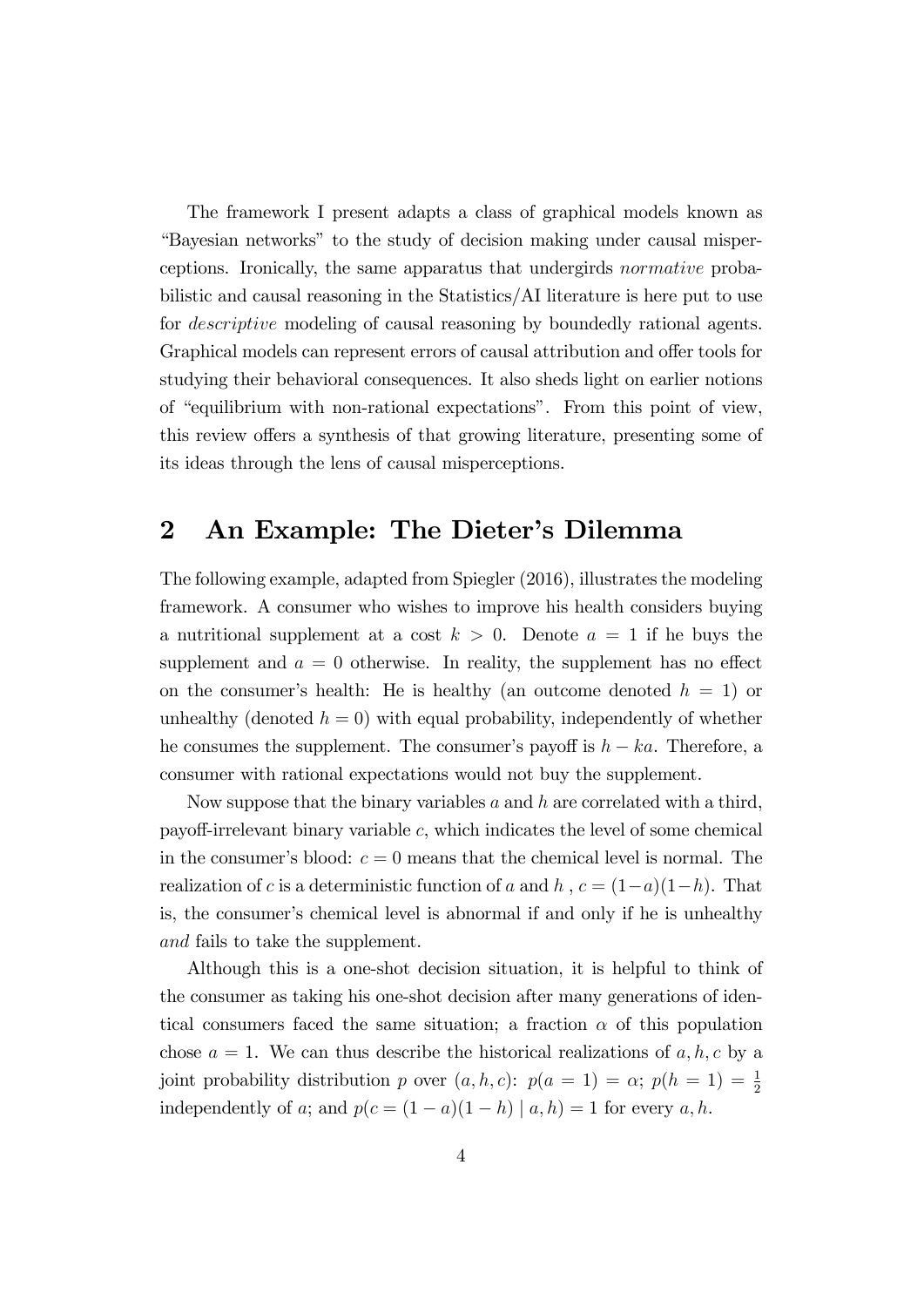The framework I present adapts a class of graphical models known as "Bayesian networks" to the study of decision making under causal misperceptions. Ironically, the same apparatus that undergirds *normative* probabilistic and causal reasoning in the Statistics/AI literature is here put to use for *descriptive* modeling of causal reasoning by boundedly rational agents. Graphical models can represent errors of causal attribution and offer tools for studying their behavioral consequences. It also sheds light on earlier notions of "equilibrium with non-rational expectations". From this point of view, this review offers a synthesis of that growing literature, presenting some of its ideas through the lens of causal misperceptions.

## 2 An Example: The Dieter's Dilemma

The following example, adapted from Spiegler (2016), illustrates the modeling framework. A consumer who wishes to improve his health considers buying a nutritional supplement at a cost $k > 0$. Denote $a = 1$ if he buys the supplement and $a = 0$ otherwise. In reality, the supplement has no effect on the consumer's health: He is healthy (an outcome denoted $h = 1$) or unhealthy (denoted $h = 0$) with equal probability, independently of whether he consumes the supplement. The consumer's payoff is $h - ka$. Therefore, a consumer with rational expectations would not buy the supplement.

Now suppose that the binary variables $a$ and $h$ are correlated with a third, payoff-irrelevant binary variable $c$, which indicates the level of some chemical in the consumer's blood: $c = 0$ means that the chemical level is normal. The realization of $c$ is a deterministic function of $a$ and $h$ , $c = (1-a)(1-h)$. That is, the consumer's chemical level is abnormal if and only if he is unhealthy *and* fails to take the supplement.

Although this is a one-shot decision situation, it is helpful to think of the consumer as taking his one-shot decision after many generations of identical consumers faced the same situation; a fraction $\alpha$ of this population chose $a = 1$. We can thus describe the historical realizations of $a, h, c$ by a joint probability distribution $p$ over $(a, h, c)$: $p(a = 1) = \alpha$; $p(h = 1) = \frac{1}{2}$ independently of $a$; and $p(c = (1-a)(1-h) \mid a, h) = 1$ for every $a, h$.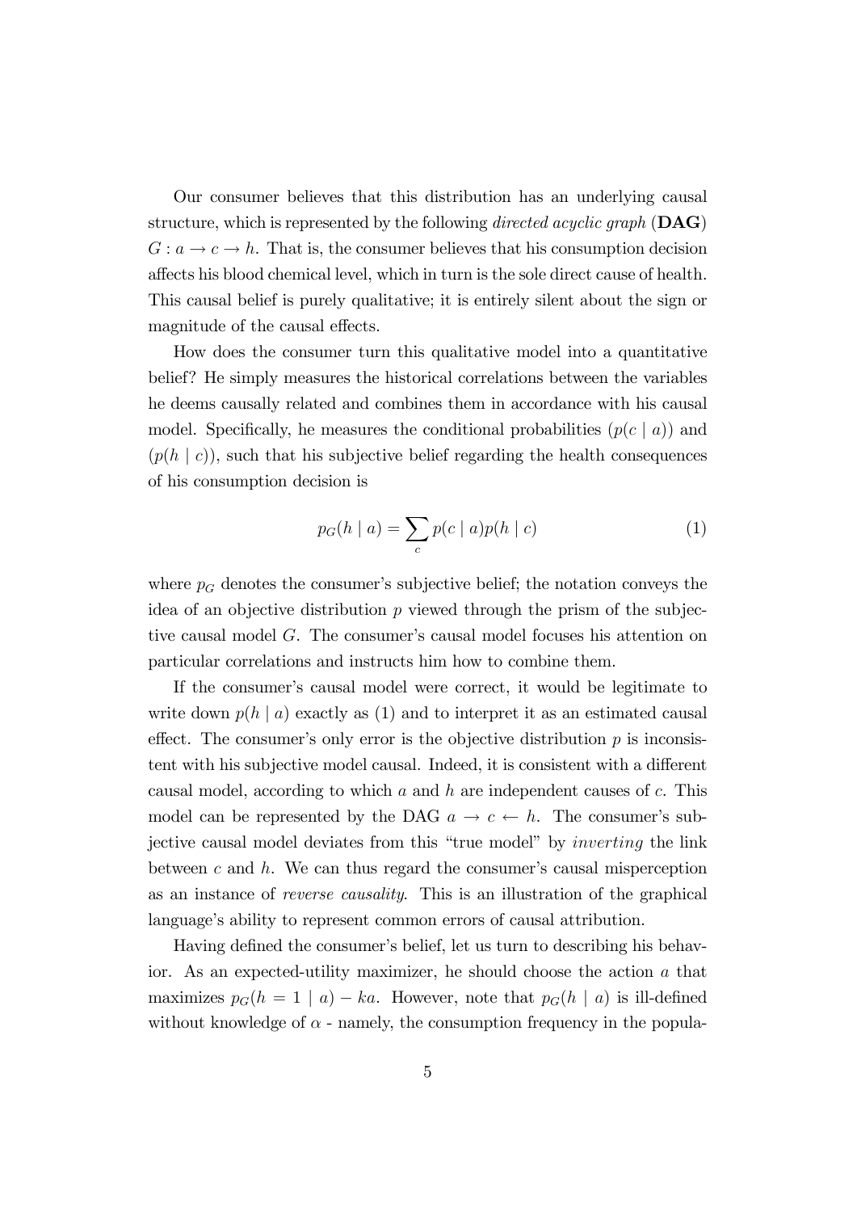Our consumer believes that this distribution has an underlying causal structure, which is represented by the following *directed acyclic graph* (**DAG**) $G : a \rightarrow c \rightarrow h$. That is, the consumer believes that his consumption decision affects his blood chemical level, which in turn is the sole direct cause of health. This causal belief is purely qualitative; it is entirely silent about the sign or magnitude of the causal effects.

How does the consumer turn this qualitative model into a quantitative belief? He simply measures the historical correlations between the variables he deems causally related and combines them in accordance with his causal model. Specifically, he measures the conditional probabilities $(p(c \mid a))$ and $(p(h \mid c))$, such that his subjective belief regarding the health consequences of his consumption decision is

$$p_G(h \mid a) = \sum_c p(c \mid a)p(h \mid c) \tag{1}$$

where $p_G$ denotes the consumer's subjective belief; the notation conveys the idea of an objective distribution $p$ viewed through the prism of the subjective causal model $G$. The consumer's causal model focuses his attention on particular correlations and instructs him how to combine them.

If the consumer's causal model were correct, it would be legitimate to write down $p(h \mid a)$ exactly as (1) and to interpret it as an estimated causal effect. The consumer's only error is the objective distribution $p$ is inconsistent with his subjective model causal. Indeed, it is consistent with a different causal model, according to which $a$ and $h$ are independent causes of $c$. This model can be represented by the DAG $a \rightarrow c \leftarrow h$. The consumer's subjective causal model deviates from this "true model" by *inverting* the link between $c$ and $h$. We can thus regard the consumer's causal misperception as an instance of *reverse causality*. This is an illustration of the graphical language's ability to represent common errors of causal attribution.

Having defined the consumer's belief, let us turn to describing his behavior. As an expected-utility maximizer, he should choose the action $a$ that maximizes $p_G(h = 1 \mid a) - ka$. However, note that $p_G(h \mid a)$ is ill-defined without knowledge of $\alpha$ - namely, the consumption frequency in the popula-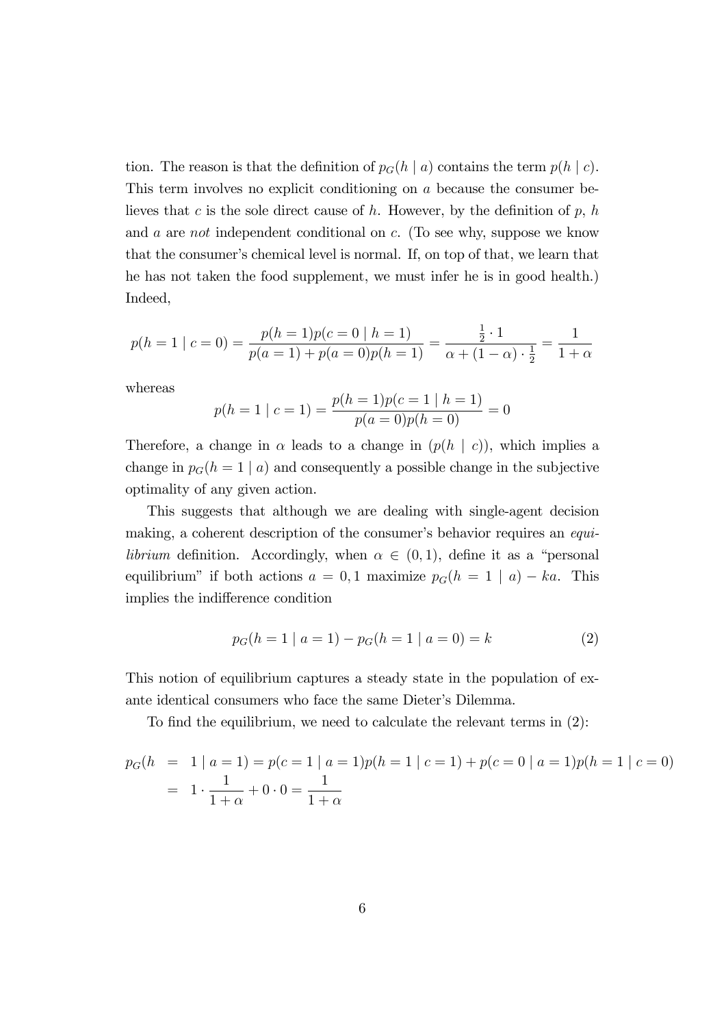tion. The reason is that the definition of $p_G(h \mid a)$ contains the term $p(h \mid c)$. This term involves no explicit conditioning on $a$ because the consumer believes that $c$ is the sole direct cause of $h$. However, by the definition of $p$, $h$ and $a$ are *not* independent conditional on $c$. (To see why, suppose we know that the consumer's chemical level is normal. If, on top of that, we learn that he has not taken the food supplement, we must infer he is in good health.) Indeed,

$$p(h = 1 \mid c = 0) = \frac{p(h = 1)p(c = 0 \mid h = 1)}{p(a = 1) + p(a = 0)p(h = 1)} = \frac{\frac{1}{2} \cdot 1}{\alpha + (1 - \alpha) \cdot \frac{1}{2}} = \frac{1}{1 + \alpha}$$

whereas

$$p(h = 1 \mid c = 1) = \frac{p(h = 1)p(c = 1 \mid h = 1)}{p(a = 0)p(h = 0)} = 0$$

Therefore, a change in $\alpha$ leads to a change in $(p(h \mid c))$, which implies a change in $p_G(h = 1 \mid a)$ and consequently a possible change in the subjective optimality of any given action.

This suggests that although we are dealing with single-agent decision making, a coherent description of the consumer's behavior requires an *equilibrium* definition. Accordingly, when $\alpha \in (0, 1)$, define it as a "personal equilibrium" if both actions $a = 0, 1$ maximize $p_G(h = 1 \mid a) - ka$. This implies the indifference condition

$$p_G(h = 1 \mid a = 1) - p_G(h = 1 \mid a = 0) = k \tag{2}$$

This notion of equilibrium captures a steady state in the population of ex-ante identical consumers who face the same Dieter's Dilemma.

To find the equilibrium, we need to calculate the relevant terms in (2):

$$\begin{aligned} p_G(h &= 1 \mid a = 1) = p(c = 1 \mid a = 1)p(h = 1 \mid c = 1) + p(c = 0 \mid a = 1)p(h = 1 \mid c = 0) \\ &= 1 \cdot \frac{1}{1 + \alpha} + 0 \cdot 0 = \frac{1}{1 + \alpha} \end{aligned}$$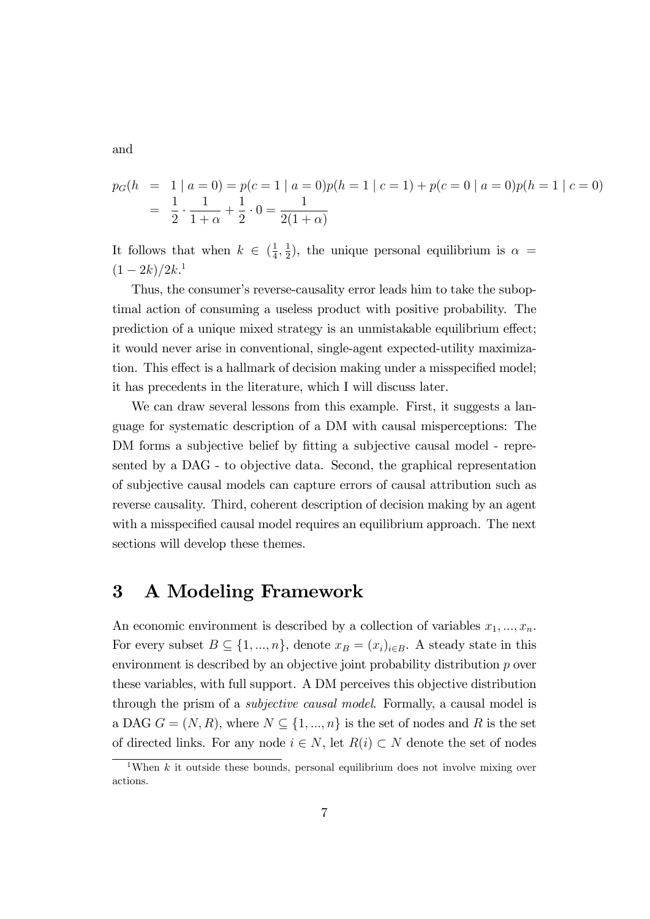and

$$
\begin{aligned}
p_G(h &= 1 \mid a = 0) = p(c = 1 \mid a = 0)p(h = 1 \mid c = 1) + p(c = 0 \mid a = 0)p(h = 1 \mid c = 0) \\
&= \frac{1}{2} \cdot \frac{1}{1+\alpha} + \frac{1}{2} \cdot 0 = \frac{1}{2(1+\alpha)}
\end{aligned}
$$

It follows that when $k \in (\frac{1}{4}, \frac{1}{2})$, the unique personal equilibrium is $\alpha = (1-2k)/2k$.[1]

Thus, the consumer's reverse-causality error leads him to take the suboptimal action of consuming a useless product with positive probability. The prediction of a unique mixed strategy is an unmistakable equilibrium effect; it would never arise in conventional, single-agent expected-utility maximization. This effect is a hallmark of decision making under a misspecified model; it has precedents in the literature, which I will discuss later.

We can draw several lessons from this example. First, it suggests a language for systematic description of a DM with causal misperceptions: The DM forms a subjective belief by fitting a subjective causal model - represented by a DAG - to objective data. Second, the graphical representation of subjective causal models can capture errors of causal attribution such as reverse causality. Third, coherent description of decision making by an agent with a misspecified causal model requires an equilibrium approach. The next sections will develop these themes.

# 3 A Modeling Framework

An economic environment is described by a collection of variables $x_1, ..., x_n$. For every subset $B \subseteq \{1, ..., n\}$, denote $x_B = (x_i)_{i \in B}$. A steady state in this environment is described by an objective joint probability distribution $p$ over these variables, with full support. A DM perceives this objective distribution through the prism of a *subjective causal model*. Formally, a causal model is a DAG $G = (N, R)$, where $N \subseteq \{1, ..., n\}$ is the set of nodes and $R$ is the set of directed links. For any node $i \in N$, let $R(i) \subset N$ denote the set of nodes

[1] When $k$ it outside these bounds, personal equilibrium does not involve mixing over actions.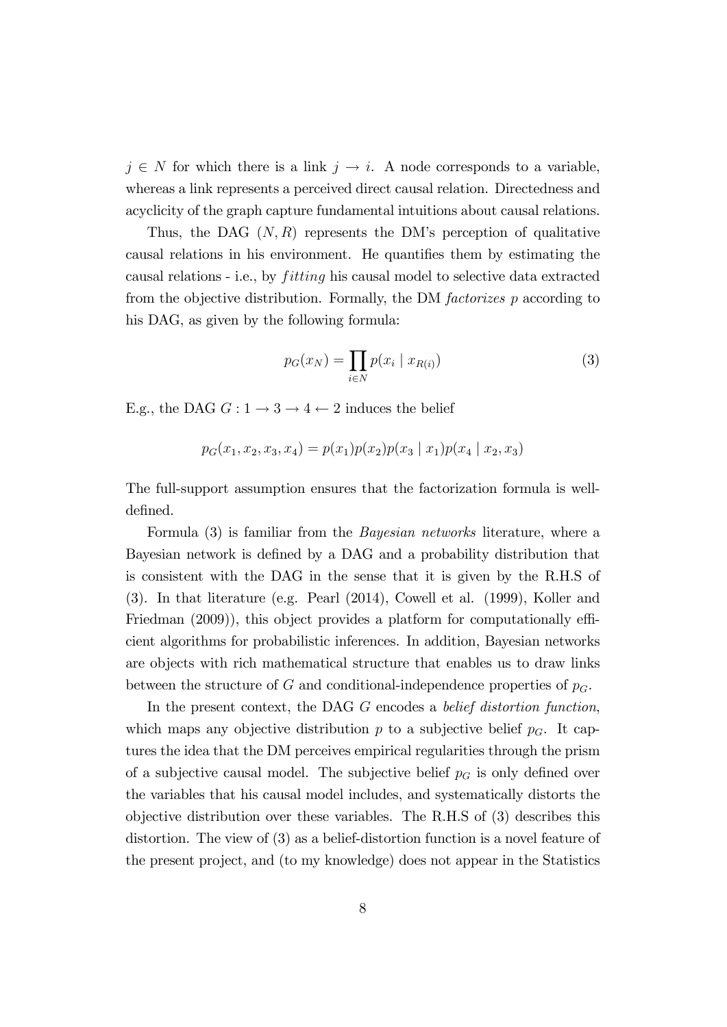$j \in N$ for which there is a link $j \to i$. A node corresponds to a variable, whereas a link represents a perceived direct causal relation. Directedness and acyclicity of the graph capture fundamental intuitions about causal relations.

Thus, the DAG $(N, R)$ represents the DM's perception of qualitative causal relations in his environment. He quantifies them by estimating the causal relations - i.e., by *fitting* his causal model to selective data extracted from the objective distribution. Formally, the DM *factorizes* $p$ according to his DAG, as given by the following formula:

$$p_G(x_N) = \prod_{i \in N} p(x_i \mid x_{R(i)}) \tag{3}$$

E.g., the DAG $G : 1 \to 3 \to 4 \leftarrow 2$ induces the belief

$$p_G(x_1, x_2, x_3, x_4) = p(x_1)p(x_2)p(x_3 \mid x_1)p(x_4 \mid x_2, x_3)$$

The full-support assumption ensures that the factorization formula is well-defined.

Formula (3) is familiar from the *Bayesian networks* literature, where a Bayesian network is defined by a DAG and a probability distribution that is consistent with the DAG in the sense that it is given by the R.H.S of (3). In that literature (e.g. Pearl (2014), Cowell et al. (1999), Koller and Friedman (2009)), this object provides a platform for computationally efficient algorithms for probabilistic inferences. In addition, Bayesian networks are objects with rich mathematical structure that enables us to draw links between the structure of $G$ and conditional-independence properties of $p_G$.

In the present context, the DAG $G$ encodes a *belief distortion function*, which maps any objective distribution $p$ to a subjective belief $p_G$. It captures the idea that the DM perceives empirical regularities through the prism of a subjective causal model. The subjective belief $p_G$ is only defined over the variables that his causal model includes, and systematically distorts the objective distribution over these variables. The R.H.S of (3) describes this distortion. The view of (3) as a belief-distortion function is a novel feature of the present project, and (to my knowledge) does not appear in the Statistics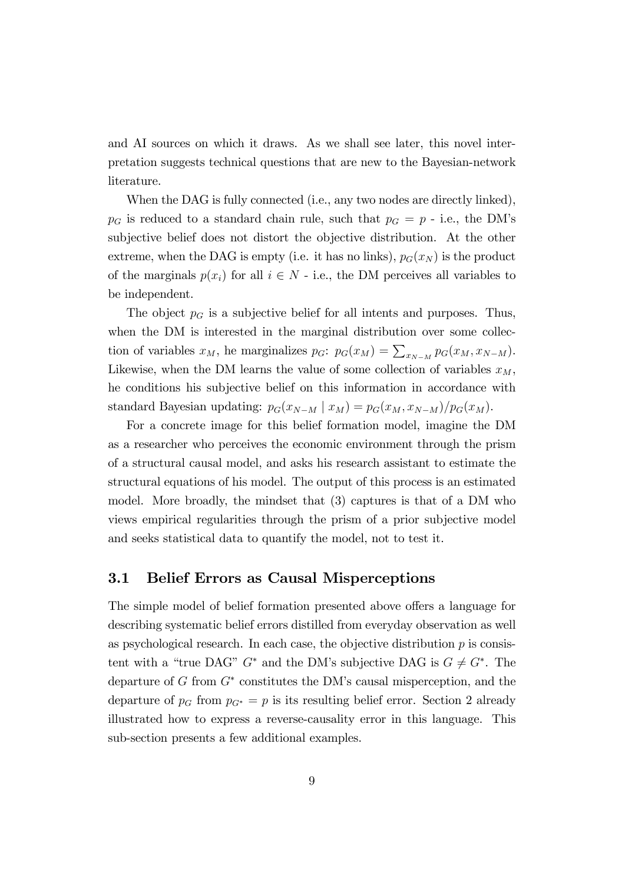and AI sources on which it draws. As we shall see later, this novel interpretation suggests technical questions that are new to the Bayesian-network literature.

When the DAG is fully connected (i.e., any two nodes are directly linked), $p_G$ is reduced to a standard chain rule, such that $p_G = p$ - i.e., the DM's subjective belief does not distort the objective distribution. At the other extreme, when the DAG is empty (i.e. it has no links), $p_G(x_N)$ is the product of the marginals $p(x_i)$ for all $i \in N$ - i.e., the DM perceives all variables to be independent.

The object $p_G$ is a subjective belief for all intents and purposes. Thus, when the DM is interested in the marginal distribution over some collection of variables $x_M$, he marginalizes $p_G$: $p_G(x_M) = \sum_{x_{N-M}} p_G(x_M, x_{N-M})$. Likewise, when the DM learns the value of some collection of variables $x_M$, he conditions his subjective belief on this information in accordance with standard Bayesian updating: $p_G(x_{N-M} \mid x_M) = p_G(x_M, x_{N-M})/p_G(x_M)$.

For a concrete image for this belief formation model, imagine the DM as a researcher who perceives the economic environment through the prism of a structural causal model, and asks his research assistant to estimate the structural equations of his model. The output of this process is an estimated model. More broadly, the mindset that (3) captures is that of a DM who views empirical regularities through the prism of a prior subjective model and seeks statistical data to quantify the model, not to test it.

### 3.1 Belief Errors as Causal Misperceptions

The simple model of belief formation presented above offers a language for describing systematic belief errors distilled from everyday observation as well as psychological research. In each case, the objective distribution $p$ is consistent with a "true DAG" $G^*$ and the DM's subjective DAG is $G \neq G^*$. The departure of $G$ from $G^*$ constitutes the DM's causal misperception, and the departure of $p_G$ from $p_{G^*} = p$ is its resulting belief error. Section 2 already illustrated how to express a reverse-causality error in this language. This sub-section presents a few additional examples.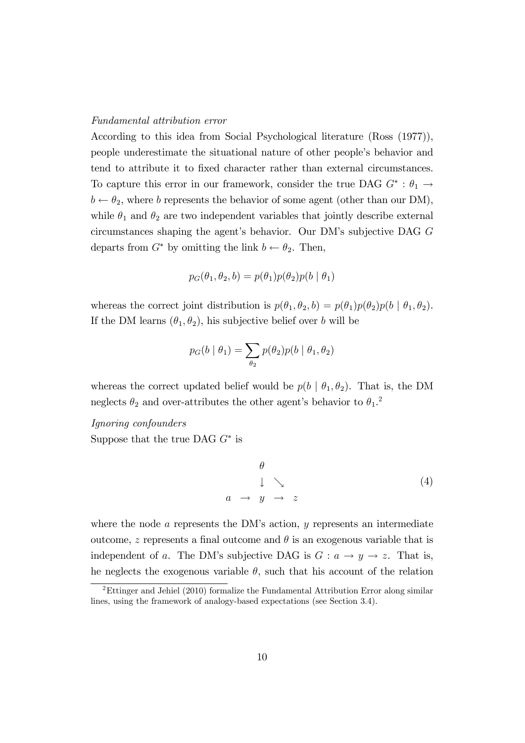*Fundamental attribution error*

According to this idea from Social Psychological literature (Ross (1977)), people underestimate the situational nature of other people's behavior and tend to attribute it to fixed character rather than external circumstances. To capture this error in our framework, consider the true DAG $G^* : \theta_1 \rightarrow b \leftarrow \theta_2$, where $b$ represents the behavior of some agent (other than our DM), while $\theta_1$ and $\theta_2$ are two independent variables that jointly describe external circumstances shaping the agent's behavior. Our DM's subjective DAG $G$ departs from $G^*$ by omitting the link $b \leftarrow \theta_2$. Then,

$$p_G(\theta_1, \theta_2, b) = p(\theta_1)p(\theta_2)p(b \mid \theta_1)$$

whereas the correct joint distribution is $p(\theta_1, \theta_2, b) = p(\theta_1)p(\theta_2)p(b \mid \theta_1, \theta_2)$. If the DM learns $(\theta_1, \theta_2)$, his subjective belief over $b$ will be

$$p_G(b \mid \theta_1) = \sum_{\theta_2} p(\theta_2)p(b \mid \theta_1, \theta_2)$$

whereas the correct updated belief would be $p(b \mid \theta_1, \theta_2)$. That is, the DM neglects $\theta_2$ and over-attributes the other agent's behavior to $\theta_1$.[2]

*Ignoring confounders*

Suppose that the true DAG $G^*$ is

$$\begin{array}{ccccc} & & \theta & & \\ & & \downarrow & \searrow & \\ a & \rightarrow & y & \rightarrow & z \end{array} \tag{4}$$

where the node $a$ represents the DM's action, $y$ represents an intermediate outcome, $z$ represents a final outcome and $\theta$ is an exogenous variable that is independent of $a$. The DM's subjective DAG is $G : a \rightarrow y \rightarrow z$. That is, he neglects the exogenous variable $\theta$, such that his account of the relation

[2] Ettinger and Jehiel (2010) formalize the Fundamental Attribution Error along similar lines, using the framework of analogy-based expectations (see Section 3.4).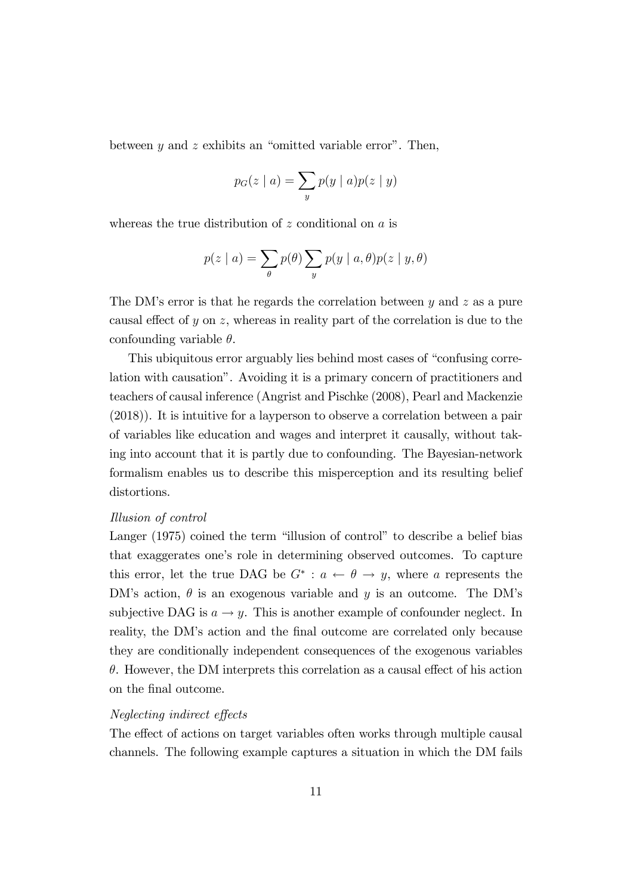between $y$ and $z$ exhibits an "omitted variable error". Then,

$$p_G(z \mid a) = \sum_y p(y \mid a) p(z \mid y)$$

whereas the true distribution of $z$ conditional on $a$ is

$$p(z \mid a) = \sum_\theta p(\theta) \sum_y p(y \mid a, \theta) p(z \mid y, \theta)$$

The DM's error is that he regards the correlation between $y$ and $z$ as a pure causal effect of $y$ on $z$, whereas in reality part of the correlation is due to the confounding variable $\theta$.

This ubiquitous error arguably lies behind most cases of "confusing correlation with causation". Avoiding it is a primary concern of practitioners and teachers of causal inference (Angrist and Pischke (2008), Pearl and Mackenzie (2018)). It is intuitive for a layperson to observe a correlation between a pair of variables like education and wages and interpret it causally, without taking into account that it is partly due to confounding. The Bayesian-network formalism enables us to describe this misperception and its resulting belief distortions.

*Illusion of control*

Langer (1975) coined the term "illusion of control" to describe a belief bias that exaggerates one's role in determining observed outcomes. To capture this error, let the true DAG be $G^* : a \leftarrow \theta \rightarrow y$, where $a$ represents the DM's action, $\theta$ is an exogenous variable and $y$ is an outcome. The DM's subjective DAG is $a \rightarrow y$. This is another example of confounder neglect. In reality, the DM's action and the final outcome are correlated only because they are conditionally independent consequences of the exogenous variables $\theta$. However, the DM interprets this correlation as a causal effect of his action on the final outcome.

*Neglecting indirect effects*

The effect of actions on target variables often works through multiple causal channels. The following example captures a situation in which the DM fails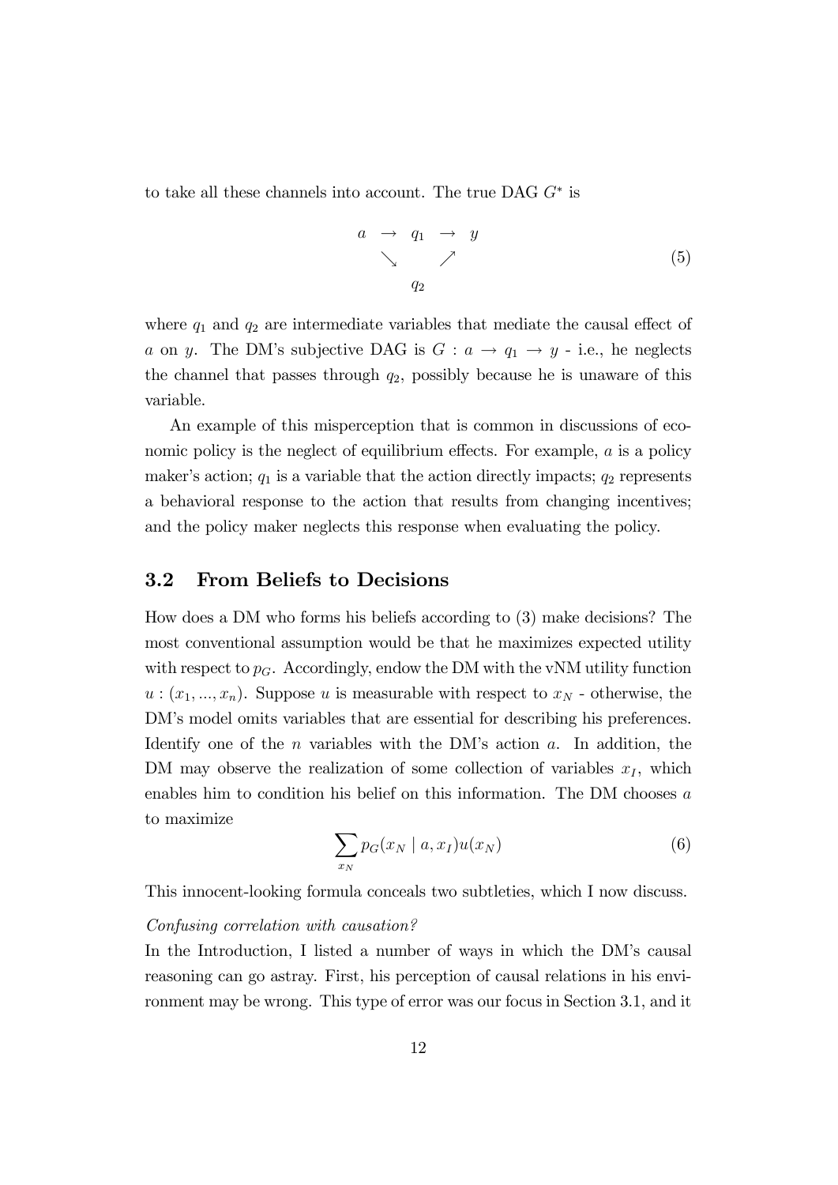to take all these channels into account. The true DAG $G^*$ is

$$\begin{array}{ccccc} a & \rightarrow & q_1 & \rightarrow & y \\ & \searrow & & \nearrow & \\ & & q_2 & & \end{array} \tag{5}$$

where $q_1$ and $q_2$ are intermediate variables that mediate the causal effect of $a$ on $y$. The DM's subjective DAG is $G : a \rightarrow q_1 \rightarrow y$ - i.e., he neglects the channel that passes through $q_2$, possibly because he is unaware of this variable.

An example of this misperception that is common in discussions of economic policy is the neglect of equilibrium effects. For example, $a$ is a policy maker's action; $q_1$ is a variable that the action directly impacts; $q_2$ represents a behavioral response to the action that results from changing incentives; and the policy maker neglects this response when evaluating the policy.

## 3.2 From Beliefs to Decisions

How does a DM who forms his beliefs according to (3) make decisions? The most conventional assumption would be that he maximizes expected utility with respect to $p_G$. Accordingly, endow the DM with the vNM utility function $u : (x_1, ..., x_n)$. Suppose $u$ is measurable with respect to $x_N$ - otherwise, the DM's model omits variables that are essential for describing his preferences. Identify one of the $n$ variables with the DM's action $a$. In addition, the DM may observe the realization of some collection of variables $x_I$, which enables him to condition his belief on this information. The DM chooses $a$ to maximize

$$\sum_{x_N} p_G(x_N \mid a, x_I) u(x_N) \tag{6}$$

This innocent-looking formula conceals two subtleties, which I now discuss.

*Confusing correlation with causation?*

In the Introduction, I listed a number of ways in which the DM's causal reasoning can go astray. First, his perception of causal relations in his environment may be wrong. This type of error was our focus in Section 3.1, and it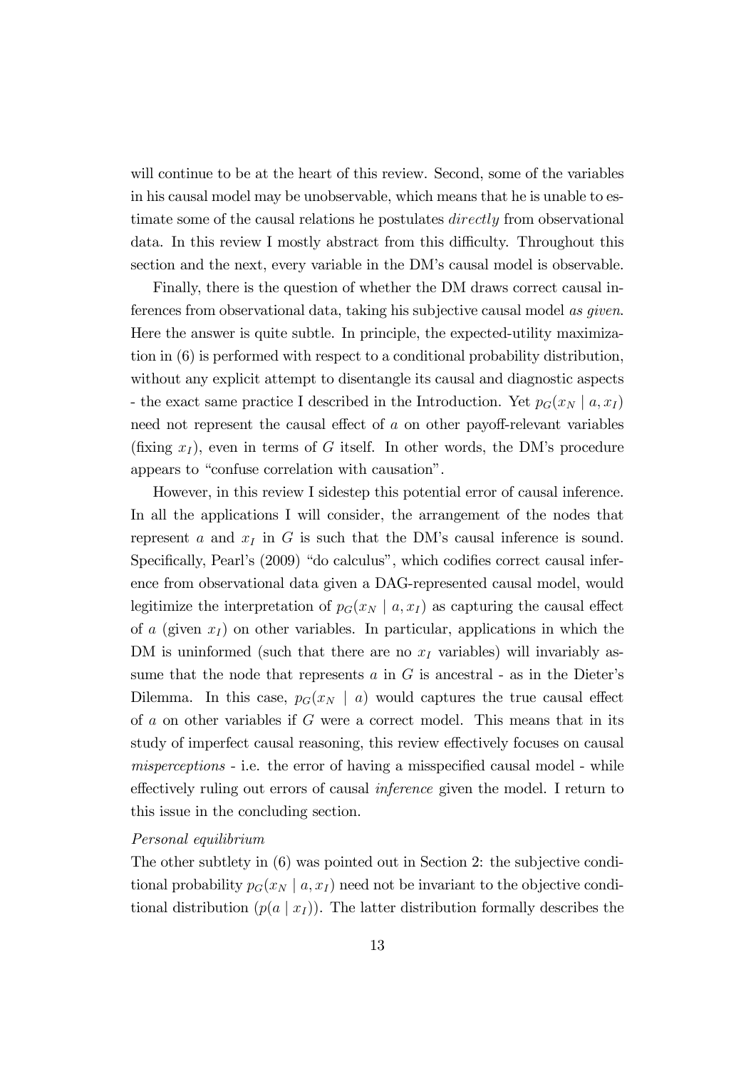will continue to be at the heart of this review. Second, some of the variables in his causal model may be unobservable, which means that he is unable to estimate some of the causal relations he postulates *directly* from observational data. In this review I mostly abstract from this difficulty. Throughout this section and the next, every variable in the DM's causal model is observable.

Finally, there is the question of whether the DM draws correct causal inferences from observational data, taking his subjective causal model *as given*. Here the answer is quite subtle. In principle, the expected-utility maximization in (6) is performed with respect to a conditional probability distribution, without any explicit attempt to disentangle its causal and diagnostic aspects - the exact same practice I described in the Introduction. Yet $p_G(x_N \mid a, x_I)$ need not represent the causal effect of $a$ on other payoff-relevant variables (fixing $x_I$), even in terms of $G$ itself. In other words, the DM's procedure appears to "confuse correlation with causation".

However, in this review I sidestep this potential error of causal inference. In all the applications I will consider, the arrangement of the nodes that represent $a$ and $x_I$ in $G$ is such that the DM's causal inference is sound. Specifically, Pearl's (2009) "do calculus", which codifies correct causal inference from observational data given a DAG-represented causal model, would legitimize the interpretation of $p_G(x_N \mid a, x_I)$ as capturing the causal effect of $a$ (given $x_I$) on other variables. In particular, applications in which the DM is uninformed (such that there are no $x_I$ variables) will invariably assume that the node that represents $a$ in $G$ is ancestral - as in the Dieter's Dilemma. In this case, $p_G(x_N \mid a)$ would captures the true causal effect of $a$ on other variables if $G$ were a correct model. This means that in its study of imperfect causal reasoning, this review effectively focuses on causal *misperceptions* - i.e. the error of having a misspecified causal model - while effectively ruling out errors of causal *inference* given the model. I return to this issue in the concluding section.

*Personal equilibrium*

The other subtlety in (6) was pointed out in Section 2: the subjective conditional probability $p_G(x_N \mid a, x_I)$ need not be invariant to the objective conditional distribution $(p(a \mid x_I))$. The latter distribution formally describes the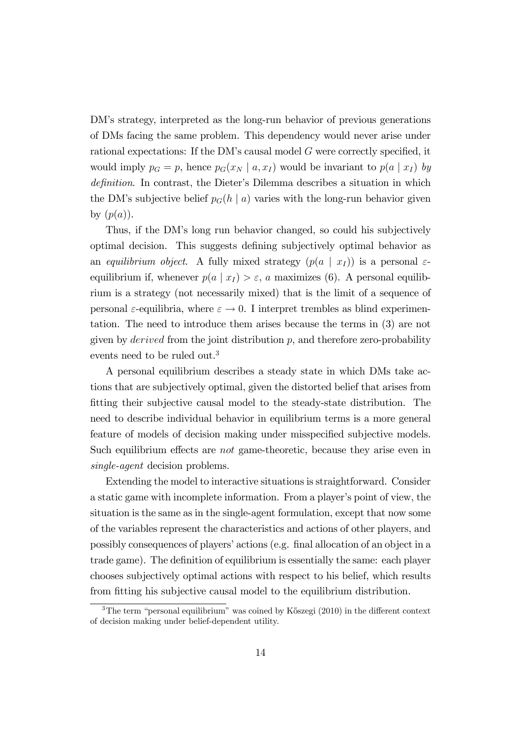DM's strategy, interpreted as the long-run behavior of previous generations of DMs facing the same problem. This dependency would never arise under rational expectations: If the DM's causal model $G$ were correctly specified, it would imply $p_G = p$, hence $p_G(x_N \mid a, x_I)$ would be invariant to $p(a \mid x_I)$ *by definition*. In contrast, the Dieter's Dilemma describes a situation in which the DM's subjective belief $p_G(h \mid a)$ varies with the long-run behavior given by $(p(a))$.

Thus, if the DM's long run behavior changed, so could his subjectively optimal decision. This suggests defining subjectively optimal behavior as an *equilibrium object*. A fully mixed strategy $(p(a \mid x_I))$ is a personal $\varepsilon$-equilibrium if, whenever $p(a \mid x_I) > \varepsilon$, $a$ maximizes (6). A personal equilibrium is a strategy (not necessarily mixed) that is the limit of a sequence of personal $\varepsilon$-equilibria, where $\varepsilon \to 0$. I interpret trembles as blind experimentation. The need to introduce them arises because the terms in (3) are not given by *derived* from the joint distribution $p$, and therefore zero-probability events need to be ruled out.[3]

A personal equilibrium describes a steady state in which DMs take actions that are subjectively optimal, given the distorted belief that arises from fitting their subjective causal model to the steady-state distribution. The need to describe individual behavior in equilibrium terms is a more general feature of models of decision making under misspecified subjective models. Such equilibrium effects are *not* game-theoretic, because they arise even in *single-agent* decision problems.

Extending the model to interactive situations is straightforward. Consider a static game with incomplete information. From a player's point of view, the situation is the same as in the single-agent formulation, except that now some of the variables represent the characteristics and actions of other players, and possibly consequences of players' actions (e.g. final allocation of an object in a trade game). The definition of equilibrium is essentially the same: each player chooses subjectively optimal actions with respect to his belief, which results from fitting his subjective causal model to the equilibrium distribution.

[3] The term "personal equilibrium" was coined by Kőszegi (2010) in the different context of decision making under belief-dependent utility.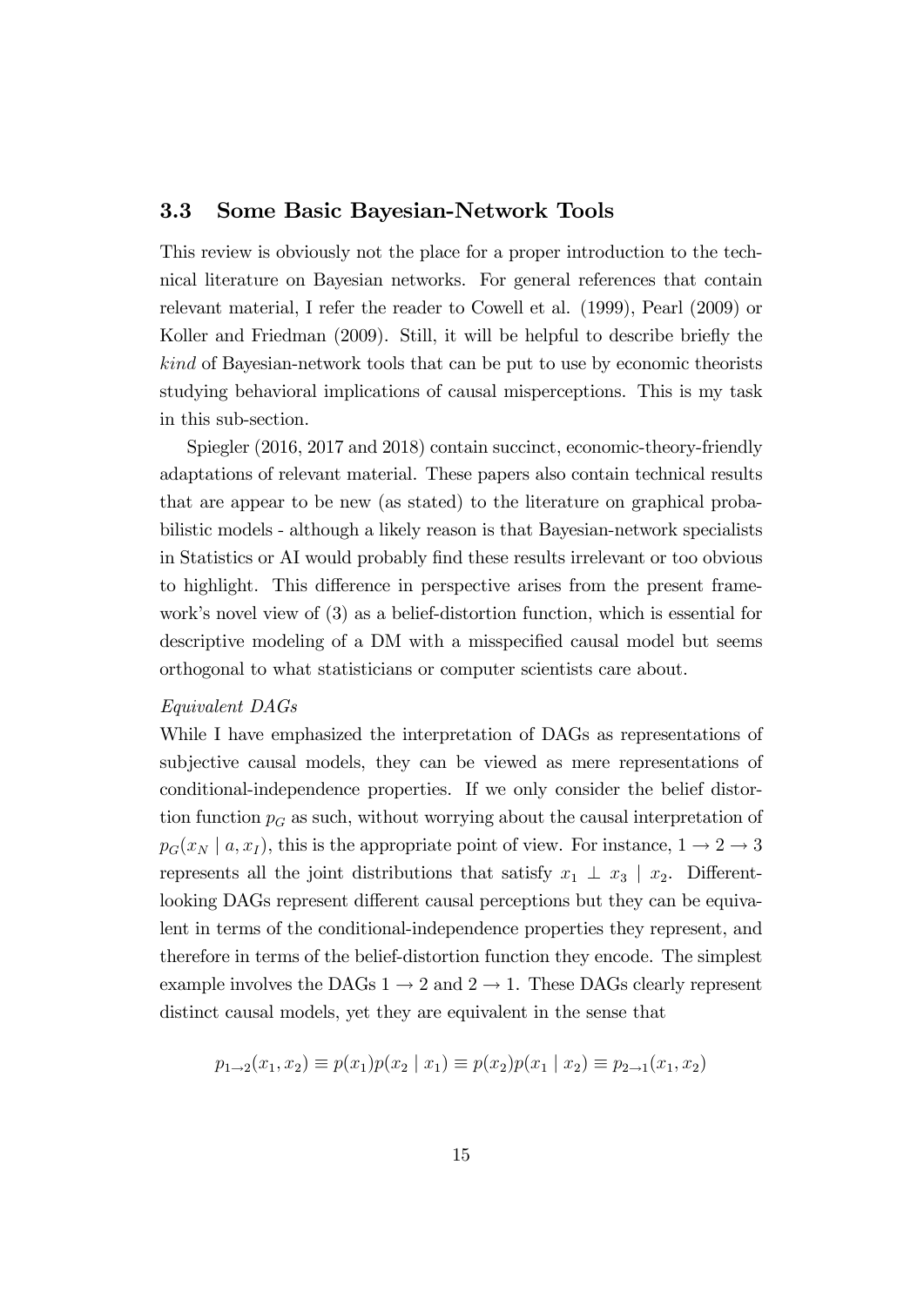### 3.3 Some Basic Bayesian-Network Tools

This review is obviously not the place for a proper introduction to the technical literature on Bayesian networks. For general references that contain relevant material, I refer the reader to Cowell et al. (1999), Pearl (2009) or Koller and Friedman (2009). Still, it will be helpful to describe briefly the *kind* of Bayesian-network tools that can be put to use by economic theorists studying behavioral implications of causal misperceptions. This is my task in this sub-section.

Spiegler (2016, 2017 and 2018) contain succinct, economic-theory-friendly adaptations of relevant material. These papers also contain technical results that are appear to be new (as stated) to the literature on graphical probabilistic models - although a likely reason is that Bayesian-network specialists in Statistics or AI would probably find these results irrelevant or too obvious to highlight. This difference in perspective arises from the present framework's novel view of (3) as a belief-distortion function, which is essential for descriptive modeling of a DM with a misspecified causal model but seems orthogonal to what statisticians or computer scientists care about.

*Equivalent DAGs*

While I have emphasized the interpretation of DAGs as representations of subjective causal models, they can be viewed as mere representations of conditional-independence properties. If we only consider the belief distortion function $p_G$ as such, without worrying about the causal interpretation of $p_G(x_N \mid a, x_I)$, this is the appropriate point of view. For instance, $1 \rightarrow 2 \rightarrow 3$ represents all the joint distributions that satisfy $x_1 \perp x_3 \mid x_2$. Different-looking DAGs represent different causal perceptions but they can be equivalent in terms of the conditional-independence properties they represent, and therefore in terms of the belief-distortion function they encode. The simplest example involves the DAGs $1 \rightarrow 2$ and $2 \rightarrow 1$. These DAGs clearly represent distinct causal models, yet they are equivalent in the sense that

$$p_{1\rightarrow 2}(x_1, x_2) \equiv p(x_1)p(x_2 \mid x_1) \equiv p(x_2)p(x_1 \mid x_2) \equiv p_{2\rightarrow 1}(x_1, x_2)$$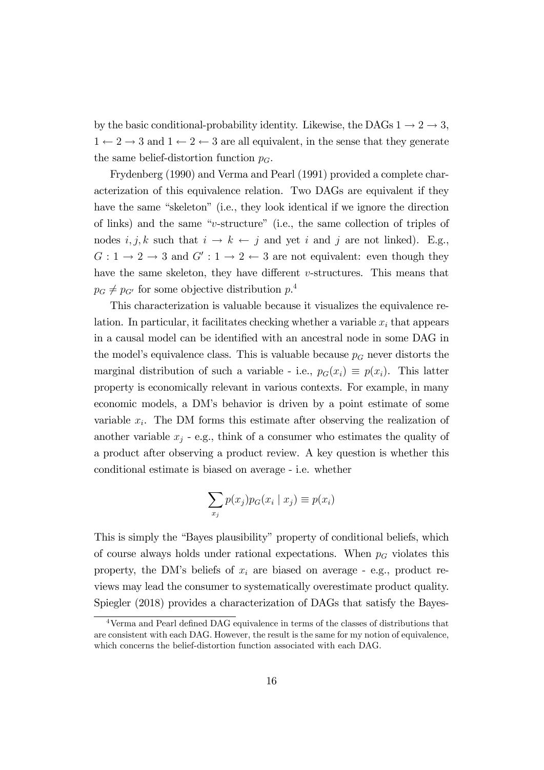by the basic conditional-probability identity. Likewise, the DAGs $1 \rightarrow 2 \rightarrow 3$, $1 \leftarrow 2 \rightarrow 3$ and $1 \leftarrow 2 \leftarrow 3$ are all equivalent, in the sense that they generate the same belief-distortion function $p_G$.

Frydenberg (1990) and Verma and Pearl (1991) provided a complete characterization of this equivalence relation. Two DAGs are equivalent if they have the same "skeleton" (i.e., they look identical if we ignore the direction of links) and the same "$v$-structure" (i.e., the same collection of triples of nodes $i, j, k$ such that $i \rightarrow k \leftarrow j$ and yet $i$ and $j$ are not linked). E.g., $G : 1 \rightarrow 2 \rightarrow 3$ and $G' : 1 \rightarrow 2 \leftarrow 3$ are not equivalent: even though they have the same skeleton, they have different $v$-structures. This means that $p_G \neq p_{G'}$ for some objective distribution $p$.[4]

This characterization is valuable because it visualizes the equivalence relation. In particular, it facilitates checking whether a variable $x_i$ that appears in a causal model can be identified with an ancestral node in some DAG in the model's equivalence class. This is valuable because $p_G$ never distorts the marginal distribution of such a variable - i.e., $p_G(x_i) \equiv p(x_i)$. This latter property is economically relevant in various contexts. For example, in many economic models, a DM's behavior is driven by a point estimate of some variable $x_i$. The DM forms this estimate after observing the realization of another variable $x_j$ - e.g., think of a consumer who estimates the quality of a product after observing a product review. A key question is whether this conditional estimate is biased on average - i.e. whether

$$\sum_{x_j} p(x_j) p_G(x_i \mid x_j) \equiv p(x_i)$$

This is simply the "Bayes plausibility" property of conditional beliefs, which of course always holds under rational expectations. When $p_G$ violates this property, the DM's beliefs of $x_i$ are biased on average - e.g., product reviews may lead the consumer to systematically overestimate product quality. Spiegler (2018) provides a characterization of DAGs that satisfy the Bayes-

[4] Verma and Pearl defined DAG equivalence in terms of the classes of distributions that are consistent with each DAG. However, the result is the same for my notion of equivalence, which concerns the belief-distortion function associated with each DAG.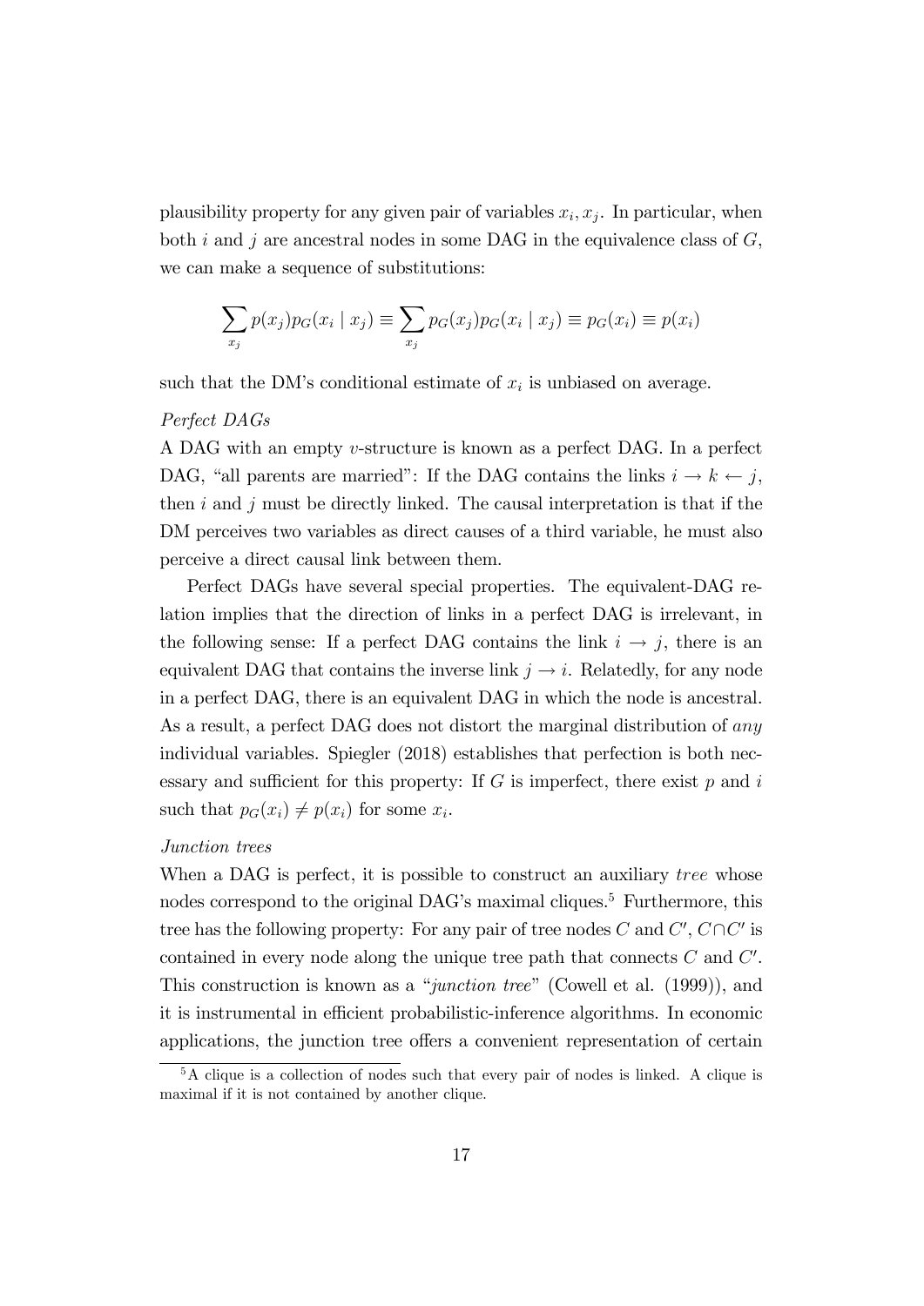plausibility property for any given pair of variables $x_i, x_j$. In particular, when both $i$ and $j$ are ancestral nodes in some DAG in the equivalence class of $G$, we can make a sequence of substitutions:

$$\sum_{x_j} p(x_j) p_G(x_i \mid x_j) \equiv \sum_{x_j} p_G(x_j) p_G(x_i \mid x_j) \equiv p_G(x_i) \equiv p(x_i)$$

such that the DM's conditional estimate of $x_i$ is unbiased on average.

*Perfect DAGs*

A DAG with an empty $v$-structure is known as a perfect DAG. In a perfect DAG, "all parents are married": If the DAG contains the links $i \rightarrow k \leftarrow j$, then $i$ and $j$ must be directly linked. The causal interpretation is that if the DM perceives two variables as direct causes of a third variable, he must also perceive a direct causal link between them.

Perfect DAGs have several special properties. The equivalent-DAG relation implies that the direction of links in a perfect DAG is irrelevant, in the following sense: If a perfect DAG contains the link $i \rightarrow j$, there is an equivalent DAG that contains the inverse link $j \rightarrow i$. Relatedly, for any node in a perfect DAG, there is an equivalent DAG in which the node is ancestral. As a result, a perfect DAG does not distort the marginal distribution of *any* individual variables. Spiegler (2018) establishes that perfection is both necessary and sufficient for this property: If $G$ is imperfect, there exist $p$ and $i$ such that $p_G(x_i) \neq p(x_i)$ for some $x_i$.

*Junction trees*

When a DAG is perfect, it is possible to construct an auxiliary *tree* whose nodes correspond to the original DAG's maximal cliques.[5] Furthermore, this tree has the following property: For any pair of tree nodes $C$ and $C'$, $C \cap C'$ is contained in every node along the unique tree path that connects $C$ and $C'$. This construction is known as a "*junction tree*" (Cowell et al. (1999)), and it is instrumental in efficient probabilistic-inference algorithms. In economic applications, the junction tree offers a convenient representation of certain

[5] A clique is a collection of nodes such that every pair of nodes is linked. A clique is maximal if it is not contained by another clique.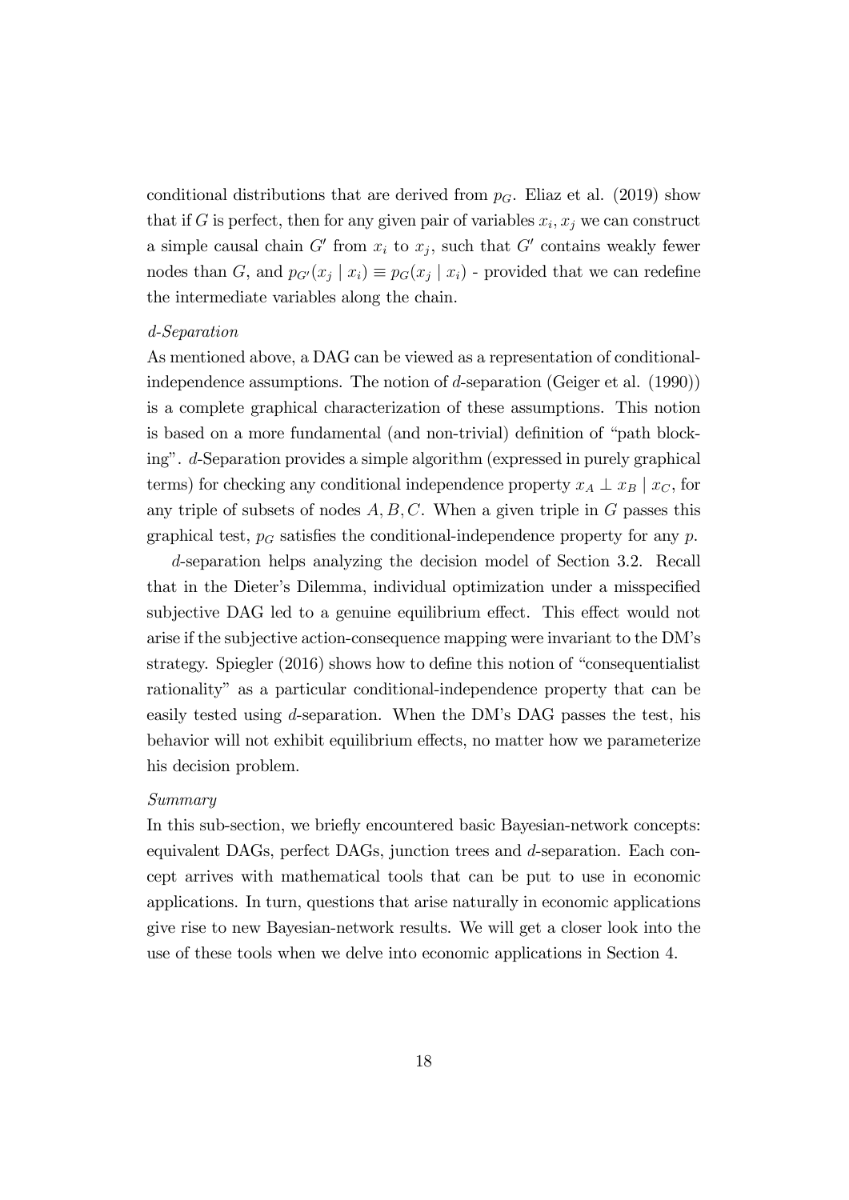conditional distributions that are derived from $p_G$. Eliaz et al. (2019) show that if $G$ is perfect, then for any given pair of variables $x_i, x_j$ we can construct a simple causal chain $G'$ from $x_i$ to $x_j$, such that $G'$ contains weakly fewer nodes than $G$, and $p_{G'}(x_j \mid x_i) \equiv p_G(x_j \mid x_i)$ - provided that we can redefine the intermediate variables along the chain.

*d-Separation*

As mentioned above, a DAG can be viewed as a representation of conditional-independence assumptions. The notion of $d$-separation (Geiger et al. (1990)) is a complete graphical characterization of these assumptions. This notion is based on a more fundamental (and non-trivial) definition of "path blocking". $d$-Separation provides a simple algorithm (expressed in purely graphical terms) for checking any conditional independence property $x_A \perp x_B \mid x_C$, for any triple of subsets of nodes $A, B, C$. When a given triple in $G$ passes this graphical test, $p_G$ satisfies the conditional-independence property for any $p$.

$d$-separation helps analyzing the decision model of Section 3.2. Recall that in the Dieter's Dilemma, individual optimization under a misspecified subjective DAG led to a genuine equilibrium effect. This effect would not arise if the subjective action-consequence mapping were invariant to the DM's strategy. Spiegler (2016) shows how to define this notion of "consequentialist rationality" as a particular conditional-independence property that can be easily tested using $d$-separation. When the DM's DAG passes the test, his behavior will not exhibit equilibrium effects, no matter how we parameterize his decision problem.

*Summary*

In this sub-section, we briefly encountered basic Bayesian-network concepts: equivalent DAGs, perfect DAGs, junction trees and $d$-separation. Each concept arrives with mathematical tools that can be put to use in economic applications. In turn, questions that arise naturally in economic applications give rise to new Bayesian-network results. We will get a closer look into the use of these tools when we delve into economic applications in Section 4.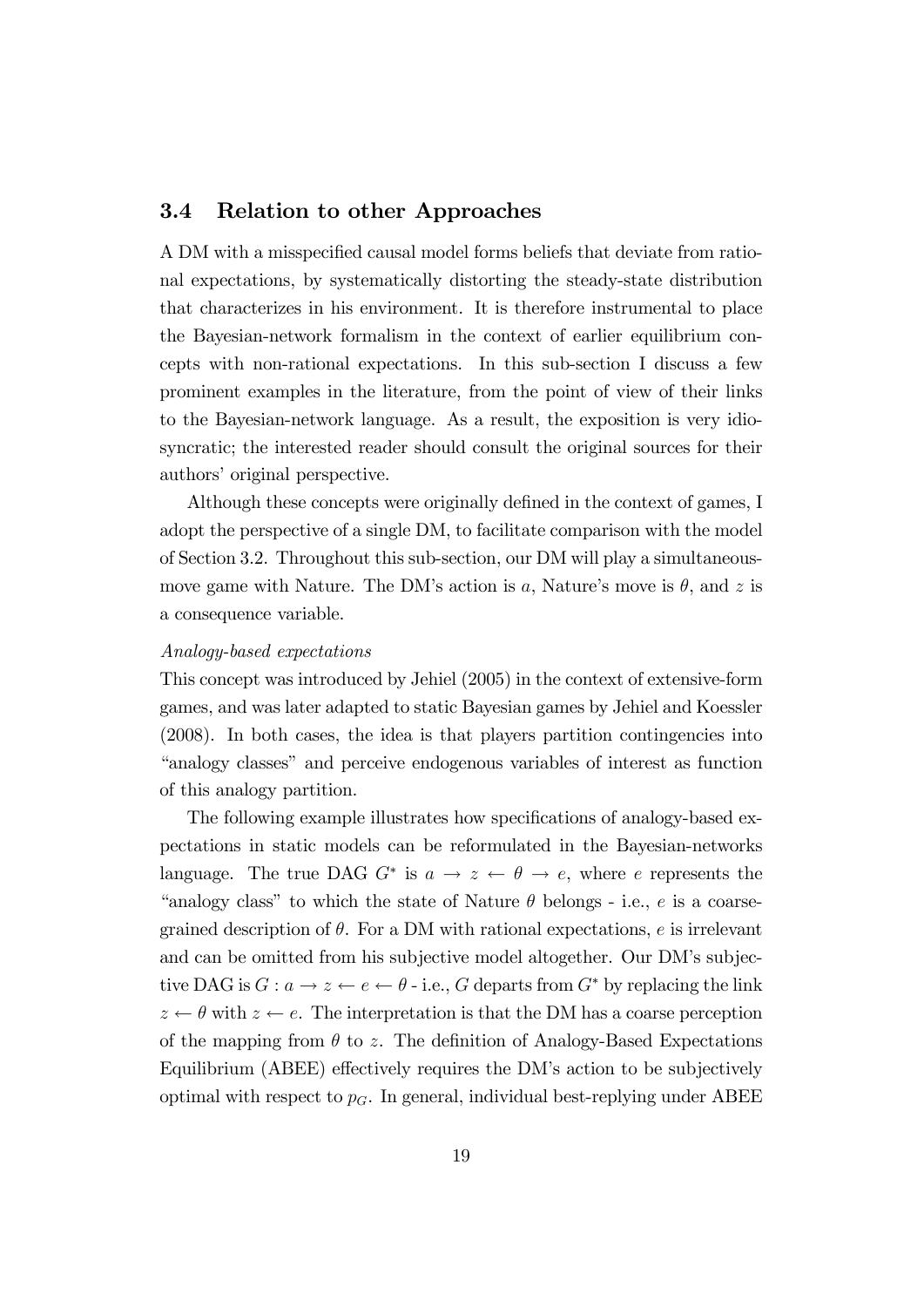### 3.4 Relation to other Approaches

A DM with a misspecified causal model forms beliefs that deviate from rational expectations, by systematically distorting the steady-state distribution that characterizes in his environment. It is therefore instrumental to place the Bayesian-network formalism in the context of earlier equilibrium concepts with non-rational expectations. In this sub-section I discuss a few prominent examples in the literature, from the point of view of their links to the Bayesian-network language. As a result, the exposition is very idiosyncratic; the interested reader should consult the original sources for their authors' original perspective.

Although these concepts were originally defined in the context of games, I adopt the perspective of a single DM, to facilitate comparison with the model of Section 3.2. Throughout this sub-section, our DM will play a simultaneous-move game with Nature. The DM's action is $a$, Nature's move is $\theta$, and $z$ is a consequence variable.

*Analogy-based expectations*

This concept was introduced by Jehiel (2005) in the context of extensive-form games, and was later adapted to static Bayesian games by Jehiel and Koessler (2008). In both cases, the idea is that players partition contingencies into "analogy classes" and perceive endogenous variables of interest as function of this analogy partition.

The following example illustrates how specifications of analogy-based expectations in static models can be reformulated in the Bayesian-networks language. The true DAG $G^*$ is $a \rightarrow z \leftarrow \theta \rightarrow e$, where $e$ represents the "analogy class" to which the state of Nature $\theta$ belongs - i.e., $e$ is a coarse-grained description of $\theta$. For a DM with rational expectations, $e$ is irrelevant and can be omitted from his subjective model altogether. Our DM's subjective DAG is $G : a \rightarrow z \leftarrow e \leftarrow \theta$ - i.e., $G$ departs from $G^*$ by replacing the link $z \leftarrow \theta$ with $z \leftarrow e$. The interpretation is that the DM has a coarse perception of the mapping from $\theta$ to $z$. The definition of Analogy-Based Expectations Equilibrium (ABEE) effectively requires the DM's action to be subjectively optimal with respect to $p_G$. In general, individual best-replying under ABEE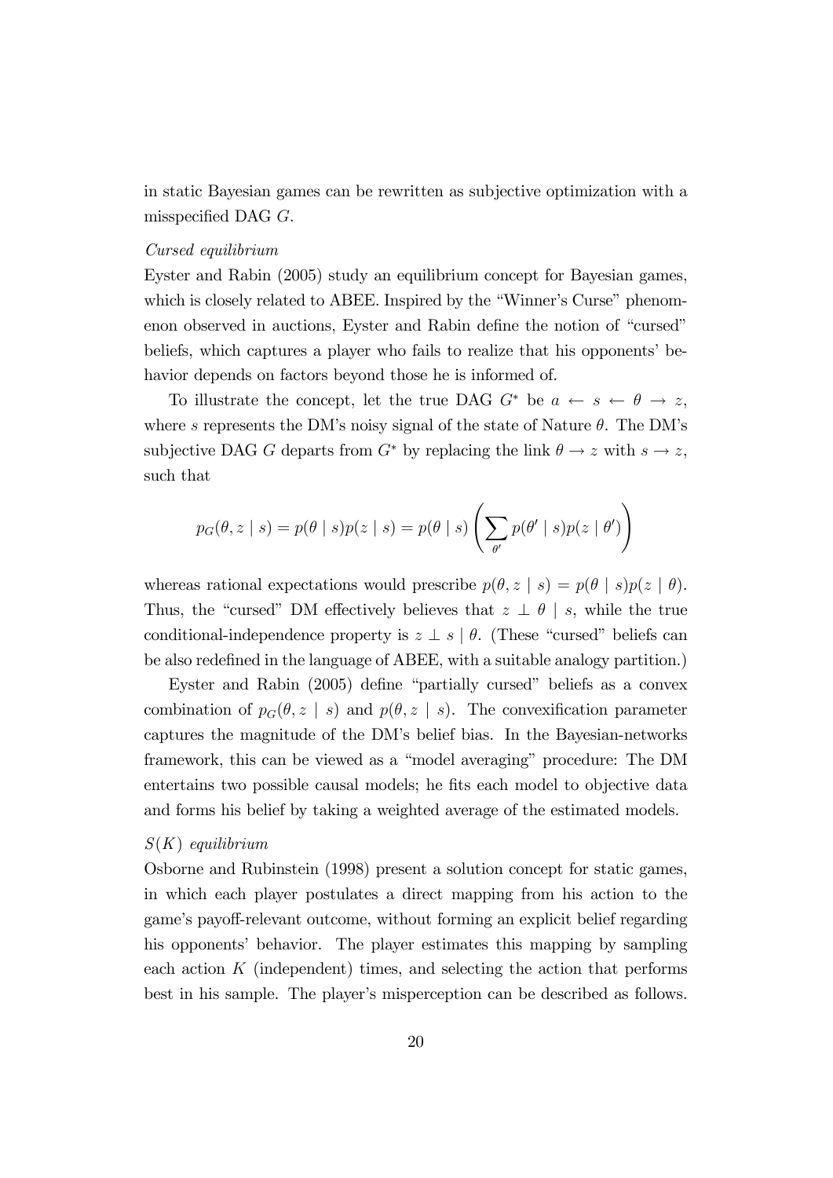in static Bayesian games can be rewritten as subjective optimization with a misspecified DAG $G$.

*Cursed equilibrium*

Eyster and Rabin (2005) study an equilibrium concept for Bayesian games, which is closely related to ABEE. Inspired by the "Winner's Curse" phenomenon observed in auctions, Eyster and Rabin define the notion of "cursed" beliefs, which captures a player who fails to realize that his opponents' behavior depends on factors beyond those he is informed of.

To illustrate the concept, let the true DAG $G^*$ be $a \leftarrow s \leftarrow \theta \rightarrow z$, where $s$ represents the DM's noisy signal of the state of Nature $\theta$. The DM's subjective DAG $G$ departs from $G^*$ by replacing the link $\theta \rightarrow z$ with $s \rightarrow z$, such that

$$p_G(\theta, z \mid s) = p(\theta \mid s)p(z \mid s) = p(\theta \mid s)\left(\sum_{\theta'} p(\theta' \mid s)p(z \mid \theta')\right)$$

whereas rational expectations would prescribe $p(\theta, z \mid s) = p(\theta \mid s)p(z \mid \theta)$. Thus, the "cursed" DM effectively believes that $z \perp \theta \mid s$, while the true conditional-independence property is $z \perp s \mid \theta$. (These "cursed" beliefs can be also redefined in the language of ABEE, with a suitable analogy partition.)

Eyster and Rabin (2005) define "partially cursed" beliefs as a convex combination of $p_G(\theta, z \mid s)$ and $p(\theta, z \mid s)$. The convexification parameter captures the magnitude of the DM's belief bias. In the Bayesian-networks framework, this can be viewed as a "model averaging" procedure: The DM entertains two possible causal models; he fits each model to objective data and forms his belief by taking a weighted average of the estimated models.

*$S(K)$ equilibrium*

Osborne and Rubinstein (1998) present a solution concept for static games, in which each player postulates a direct mapping from his action to the game's payoff-relevant outcome, without forming an explicit belief regarding his opponents' behavior. The player estimates this mapping by sampling each action $K$ (independent) times, and selecting the action that performs best in his sample. The player's misperception can be described as follows.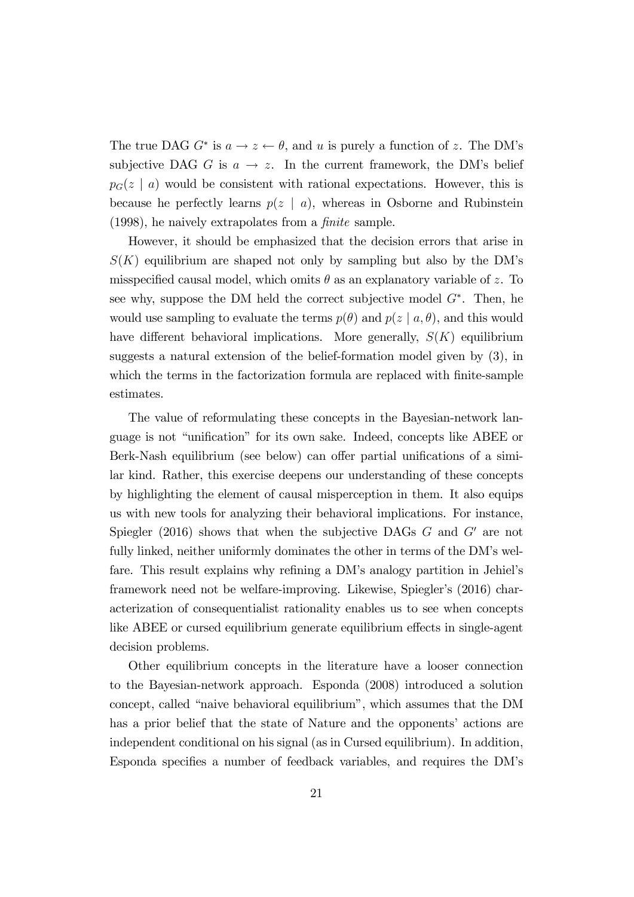The true DAG $G^*$ is $a \rightarrow z \leftarrow \theta$, and $u$ is purely a function of $z$. The DM's subjective DAG $G$ is $a \rightarrow z$. In the current framework, the DM's belief $p_G(z \mid a)$ would be consistent with rational expectations. However, this is because he perfectly learns $p(z \mid a)$, whereas in Osborne and Rubinstein (1998), he naively extrapolates from a *finite* sample.

However, it should be emphasized that the decision errors that arise in $S(K)$ equilibrium are shaped not only by sampling but also by the DM's misspecified causal model, which omits $\theta$ as an explanatory variable of $z$. To see why, suppose the DM held the correct subjective model $G^*$. Then, he would use sampling to evaluate the terms $p(\theta)$ and $p(z \mid a, \theta)$, and this would have different behavioral implications. More generally, $S(K)$ equilibrium suggests a natural extension of the belief-formation model given by (3), in which the terms in the factorization formula are replaced with finite-sample estimates.

The value of reformulating these concepts in the Bayesian-network language is not "unification" for its own sake. Indeed, concepts like ABEE or Berk-Nash equilibrium (see below) can offer partial unifications of a similar kind. Rather, this exercise deepens our understanding of these concepts by highlighting the element of causal misperception in them. It also equips us with new tools for analyzing their behavioral implications. For instance, Spiegler (2016) shows that when the subjective DAGs $G$ and $G'$ are not fully linked, neither uniformly dominates the other in terms of the DM's welfare. This result explains why refining a DM's analogy partition in Jehiel's framework need not be welfare-improving. Likewise, Spiegler's (2016) characterization of consequentialist rationality enables us to see when concepts like ABEE or cursed equilibrium generate equilibrium effects in single-agent decision problems.

Other equilibrium concepts in the literature have a looser connection to the Bayesian-network approach. Esponda (2008) introduced a solution concept, called "naive behavioral equilibrium", which assumes that the DM has a prior belief that the state of Nature and the opponents' actions are independent conditional on his signal (as in Cursed equilibrium). In addition, Esponda specifies a number of feedback variables, and requires the DM's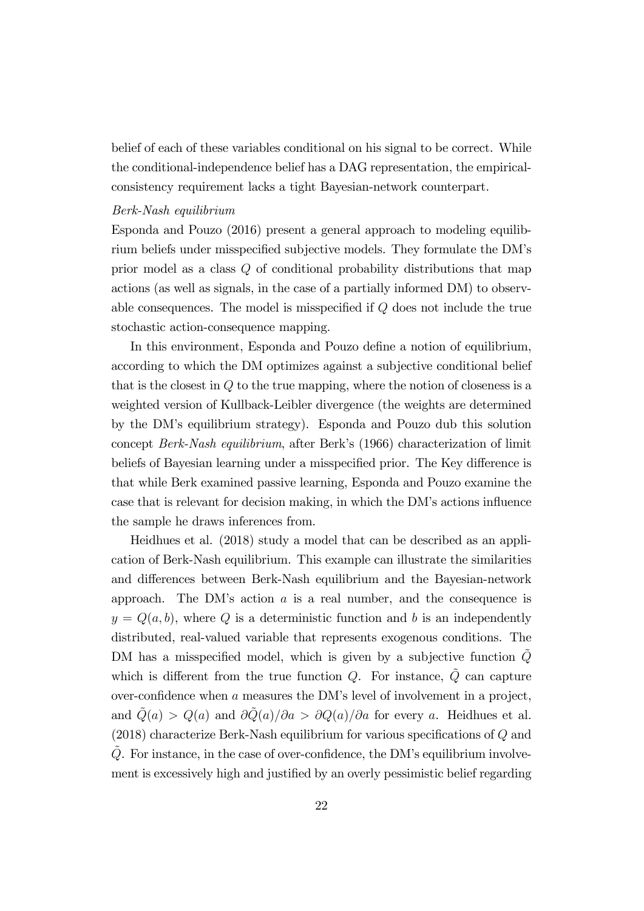belief of each of these variables conditional on his signal to be correct. While the conditional-independence belief has a DAG representation, the empirical-consistency requirement lacks a tight Bayesian-network counterpart.

*Berk-Nash equilibrium*

Esponda and Pouzo (2016) present a general approach to modeling equilibrium beliefs under misspecified subjective models. They formulate the DM's prior model as a class $Q$ of conditional probability distributions that map actions (as well as signals, in the case of a partially informed DM) to observable consequences. The model is misspecified if $Q$ does not include the true stochastic action-consequence mapping.

In this environment, Esponda and Pouzo define a notion of equilibrium, according to which the DM optimizes against a subjective conditional belief that is the closest in $Q$ to the true mapping, where the notion of closeness is a weighted version of Kullback-Leibler divergence (the weights are determined by the DM's equilibrium strategy). Esponda and Pouzo dub this solution concept *Berk-Nash equilibrium*, after Berk's (1966) characterization of limit beliefs of Bayesian learning under a misspecified prior. The Key difference is that while Berk examined passive learning, Esponda and Pouzo examine the case that is relevant for decision making, in which the DM's actions influence the sample he draws inferences from.

Heidhues et al. (2018) study a model that can be described as an application of Berk-Nash equilibrium. This example can illustrate the similarities and differences between Berk-Nash equilibrium and the Bayesian-network approach. The DM's action $a$ is a real number, and the consequence is $y = Q(a, b)$, where $Q$ is a deterministic function and $b$ is an independently distributed, real-valued variable that represents exogenous conditions. The DM has a misspecified model, which is given by a subjective function $\tilde{Q}$ which is different from the true function $Q$. For instance, $\tilde{Q}$ can capture over-confidence when $a$ measures the DM's level of involvement in a project, and $\tilde{Q}(a) > Q(a)$ and $\partial\tilde{Q}(a)/\partial a > \partial Q(a)/\partial a$ for every $a$. Heidhues et al. (2018) characterize Berk-Nash equilibrium for various specifications of $Q$ and $\tilde{Q}$. For instance, in the case of over-confidence, the DM's equilibrium involvement is excessively high and justified by an overly pessimistic belief regarding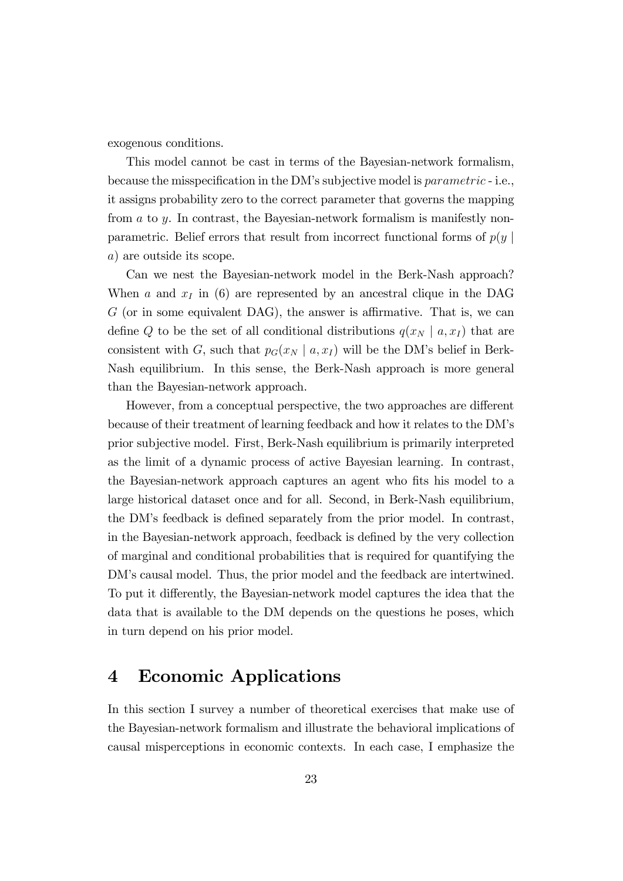exogenous conditions.

This model cannot be cast in terms of the Bayesian-network formalism, because the misspecification in the DM's subjective model is *parametric* - i.e., it assigns probability zero to the correct parameter that governs the mapping from $a$ to $y$. In contrast, the Bayesian-network formalism is manifestly non-parametric. Belief errors that result from incorrect functional forms of $p(y \mid a)$ are outside its scope.

Can we nest the Bayesian-network model in the Berk-Nash approach? When $a$ and $x_I$ in (6) are represented by an ancestral clique in the DAG $G$ (or in some equivalent DAG), the answer is affirmative. That is, we can define $Q$ to be the set of all conditional distributions $q(x_N \mid a, x_I)$ that are consistent with $G$, such that $p_G(x_N \mid a, x_I)$ will be the DM's belief in Berk-Nash equilibrium. In this sense, the Berk-Nash approach is more general than the Bayesian-network approach.

However, from a conceptual perspective, the two approaches are different because of their treatment of learning feedback and how it relates to the DM's prior subjective model. First, Berk-Nash equilibrium is primarily interpreted as the limit of a dynamic process of active Bayesian learning. In contrast, the Bayesian-network approach captures an agent who fits his model to a large historical dataset once and for all. Second, in Berk-Nash equilibrium, the DM's feedback is defined separately from the prior model. In contrast, in the Bayesian-network approach, feedback is defined by the very collection of marginal and conditional probabilities that is required for quantifying the DM's causal model. Thus, the prior model and the feedback are intertwined. To put it differently, the Bayesian-network model captures the idea that the data that is available to the DM depends on the questions he poses, which in turn depend on his prior model.

# 4 Economic Applications

In this section I survey a number of theoretical exercises that make use of the Bayesian-network formalism and illustrate the behavioral implications of causal misperceptions in economic contexts. In each case, I emphasize the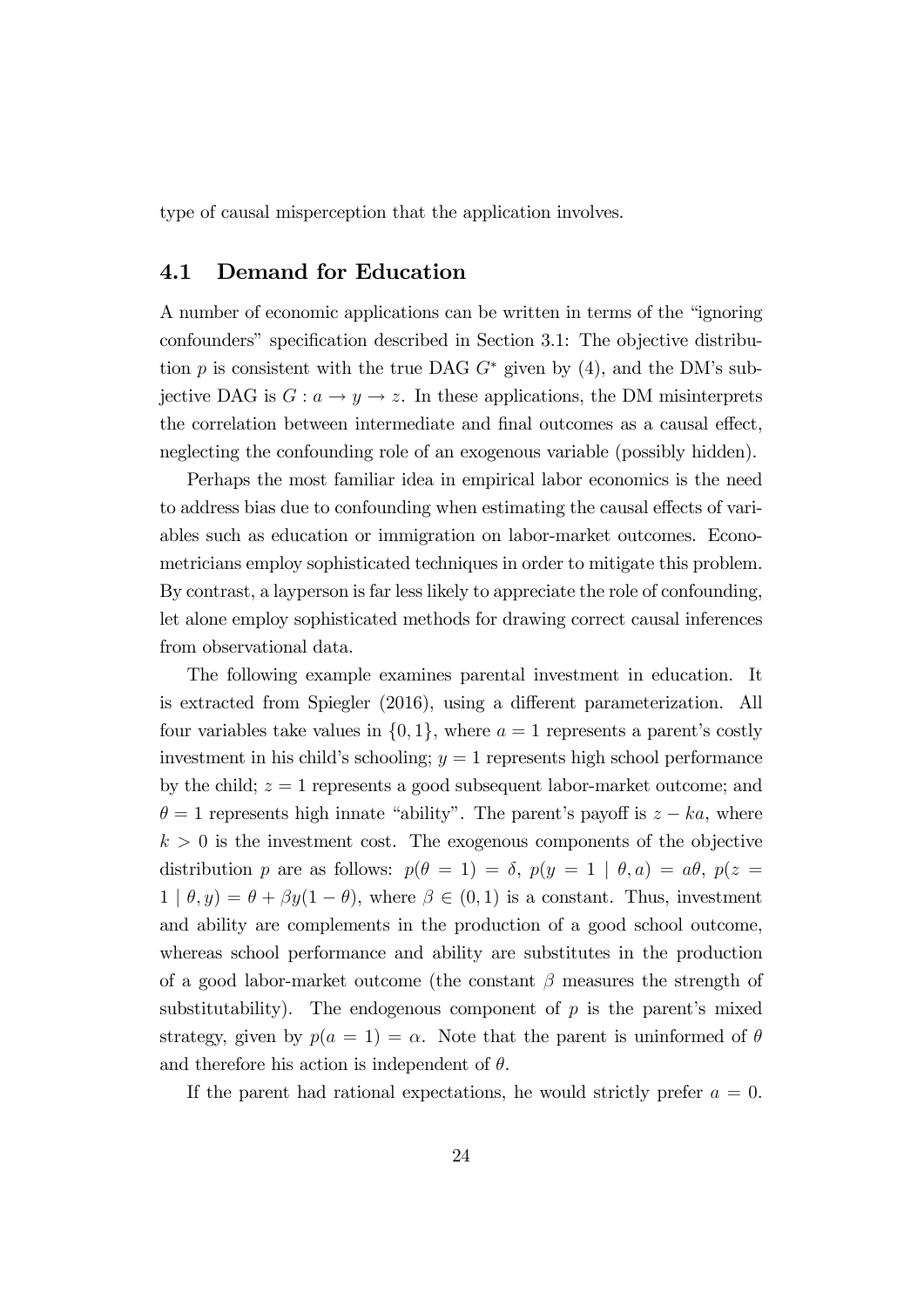type of causal misperception that the application involves.

### 4.1 Demand for Education

A number of economic applications can be written in terms of the "ignoring confounders" specification described in Section 3.1: The objective distribution $p$ is consistent with the true DAG $G^*$ given by (4), and the DM's subjective DAG is $G : a \rightarrow y \rightarrow z$. In these applications, the DM misinterprets the correlation between intermediate and final outcomes as a causal effect, neglecting the confounding role of an exogenous variable (possibly hidden).

Perhaps the most familiar idea in empirical labor economics is the need to address bias due to confounding when estimating the causal effects of variables such as education or immigration on labor-market outcomes. Econometricians employ sophisticated techniques in order to mitigate this problem. By contrast, a layperson is far less likely to appreciate the role of confounding, let alone employ sophisticated methods for drawing correct causal inferences from observational data.

The following example examines parental investment in education. It is extracted from Spiegler (2016), using a different parameterization. All four variables take values in $\{0, 1\}$, where $a = 1$ represents a parent's costly investment in his child's schooling; $y = 1$ represents high school performance by the child; $z = 1$ represents a good subsequent labor-market outcome; and $\theta = 1$ represents high innate "ability". The parent's payoff is $z - ka$, where $k > 0$ is the investment cost. The exogenous components of the objective distribution $p$ are as follows: $p(\theta = 1) = \delta$, $p(y = 1 \mid \theta, a) = a\theta$, $p(z = 1 \mid \theta, y) = \theta + \beta y(1 - \theta)$, where $\beta \in (0, 1)$ is a constant. Thus, investment and ability are complements in the production of a good school outcome, whereas school performance and ability are substitutes in the production of a good labor-market outcome (the constant $\beta$ measures the strength of substitutability). The endogenous component of $p$ is the parent's mixed strategy, given by $p(a = 1) = \alpha$. Note that the parent is uninformed of $\theta$ and therefore his action is independent of $\theta$.

If the parent had rational expectations, he would strictly prefer $a = 0$.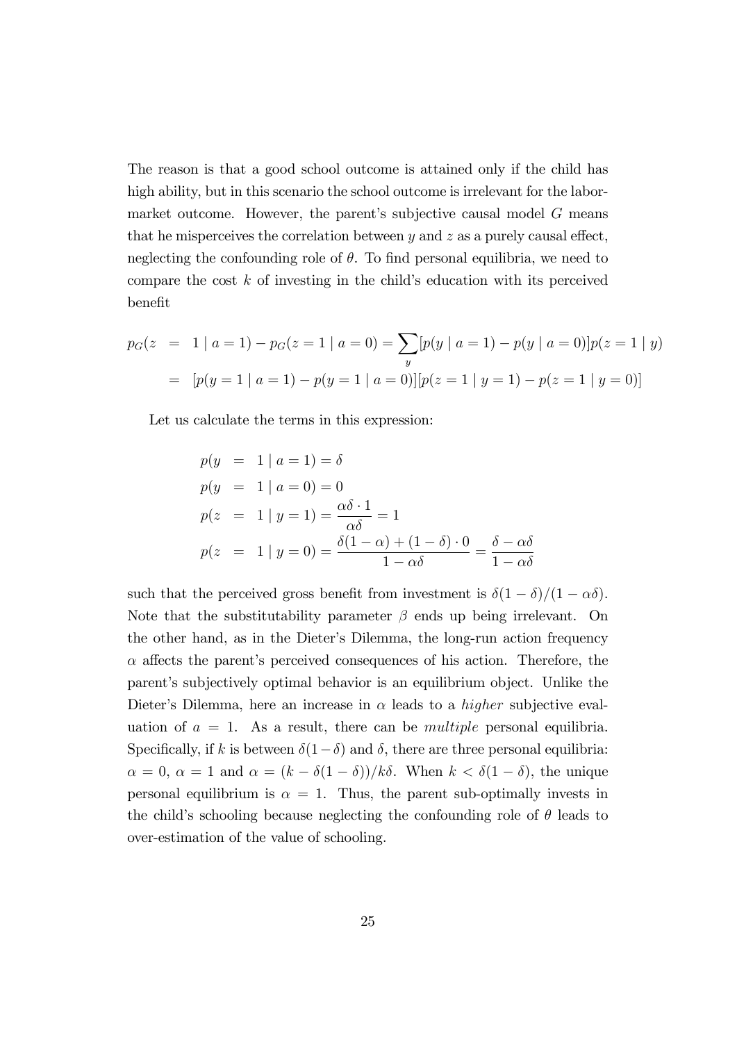The reason is that a good school outcome is attained only if the child has high ability, but in this scenario the school outcome is irrelevant for the labor-market outcome. However, the parent's subjective causal model $G$ means that he misperceives the correlation between $y$ and $z$ as a purely causal effect, neglecting the confounding role of $\theta$. To find personal equilibria, we need to compare the cost $k$ of investing in the child's education with its perceived benefit

$$
\begin{aligned}
p_G(z &= 1 \mid a = 1) - p_G(z = 1 \mid a = 0) = \sum_y [p(y \mid a = 1) - p(y \mid a = 0)] p(z = 1 \mid y) \\
&= [p(y = 1 \mid a = 1) - p(y = 1 \mid a = 0)][p(z = 1 \mid y = 1) - p(z = 1 \mid y = 0)]
\end{aligned}
$$

Let us calculate the terms in this expression:

$$
\begin{aligned}
p(y &= 1 \mid a = 1) = \delta \\
p(y &= 1 \mid a = 0) = 0 \\
p(z &= 1 \mid y = 1) = \frac{\alpha\delta \cdot 1}{\alpha\delta} = 1 \\
p(z &= 1 \mid y = 0) = \frac{\delta(1-\alpha) + (1-\delta) \cdot 0}{1 - \alpha\delta} = \frac{\delta - \alpha\delta}{1 - \alpha\delta}
\end{aligned}
$$

such that the perceived gross benefit from investment is $\delta(1-\delta)/(1-\alpha\delta)$. Note that the substitutability parameter $\beta$ ends up being irrelevant. On the other hand, as in the Dieter's Dilemma, the long-run action frequency $\alpha$ affects the parent's perceived consequences of his action. Therefore, the parent's subjectively optimal behavior is an equilibrium object. Unlike the Dieter's Dilemma, here an increase in $\alpha$ leads to a *higher* subjective evaluation of $a = 1$. As a result, there can be *multiple* personal equilibria. Specifically, if $k$ is between $\delta(1-\delta)$ and $\delta$, there are three personal equilibria: $\alpha = 0$, $\alpha = 1$ and $\alpha = (k - \delta(1-\delta))/k\delta$. When $k < \delta(1-\delta)$, the unique personal equilibrium is $\alpha = 1$. Thus, the parent sub-optimally invests in the child's schooling because neglecting the confounding role of $\theta$ leads to over-estimation of the value of schooling.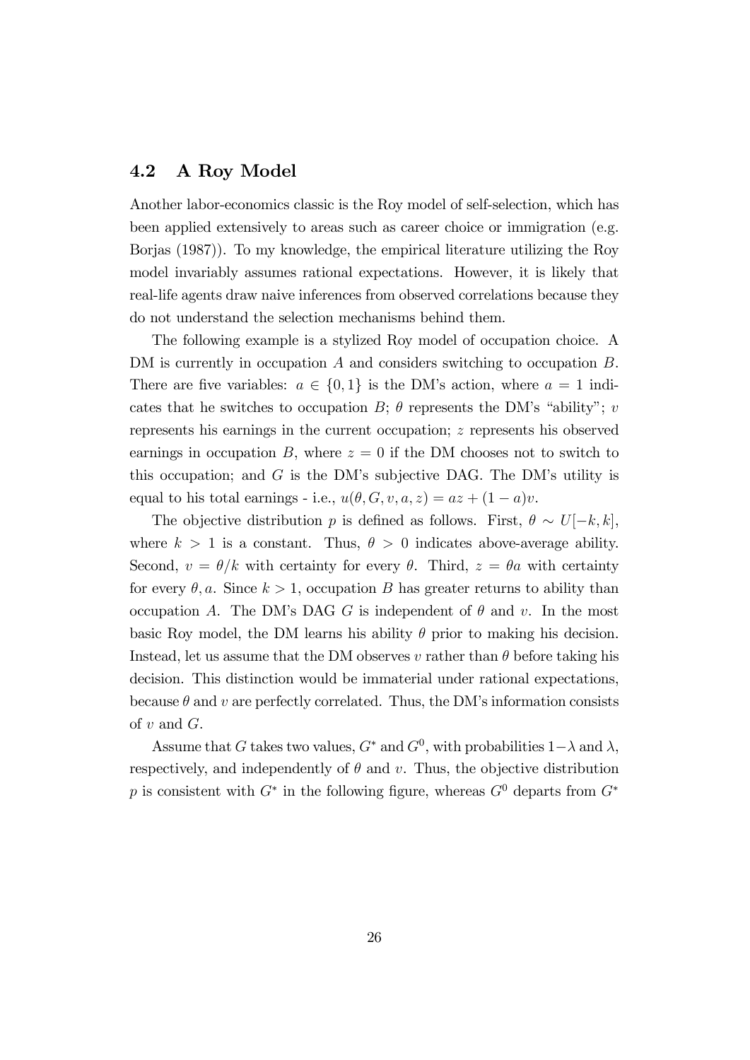## 4.2 A Roy Model

Another labor-economics classic is the Roy model of self-selection, which has been applied extensively to areas such as career choice or immigration (e.g. Borjas (1987)). To my knowledge, the empirical literature utilizing the Roy model invariably assumes rational expectations. However, it is likely that real-life agents draw naive inferences from observed correlations because they do not understand the selection mechanisms behind them.

The following example is a stylized Roy model of occupation choice. A DM is currently in occupation $A$ and considers switching to occupation $B$. There are five variables: $a \in \{0, 1\}$ is the DM's action, where $a = 1$ indicates that he switches to occupation $B$; $\theta$ represents the DM's "ability"; $v$ represents his earnings in the current occupation; $z$ represents his observed earnings in occupation $B$, where $z = 0$ if the DM chooses not to switch to this occupation; and $G$ is the DM's subjective DAG. The DM's utility is equal to his total earnings - i.e., $u(\theta, G, v, a, z) = az + (1 - a)v$.

The objective distribution $p$ is defined as follows. First, $\theta \sim U[-k, k]$, where $k > 1$ is a constant. Thus, $\theta > 0$ indicates above-average ability. Second, $v = \theta/k$ with certainty for every $\theta$. Third, $z = \theta a$ with certainty for every $\theta, a$. Since $k > 1$, occupation $B$ has greater returns to ability than occupation $A$. The DM's DAG $G$ is independent of $\theta$ and $v$. In the most basic Roy model, the DM learns his ability $\theta$ prior to making his decision. Instead, let us assume that the DM observes $v$ rather than $\theta$ before taking his decision. This distinction would be immaterial under rational expectations, because $\theta$ and $v$ are perfectly correlated. Thus, the DM's information consists of $v$ and $G$.

Assume that $G$ takes two values, $G^*$ and $G^0$, with probabilities $1-\lambda$ and $\lambda$, respectively, and independently of $\theta$ and $v$. Thus, the objective distribution $p$ is consistent with $G^*$ in the following figure, whereas $G^0$ departs from $G^*$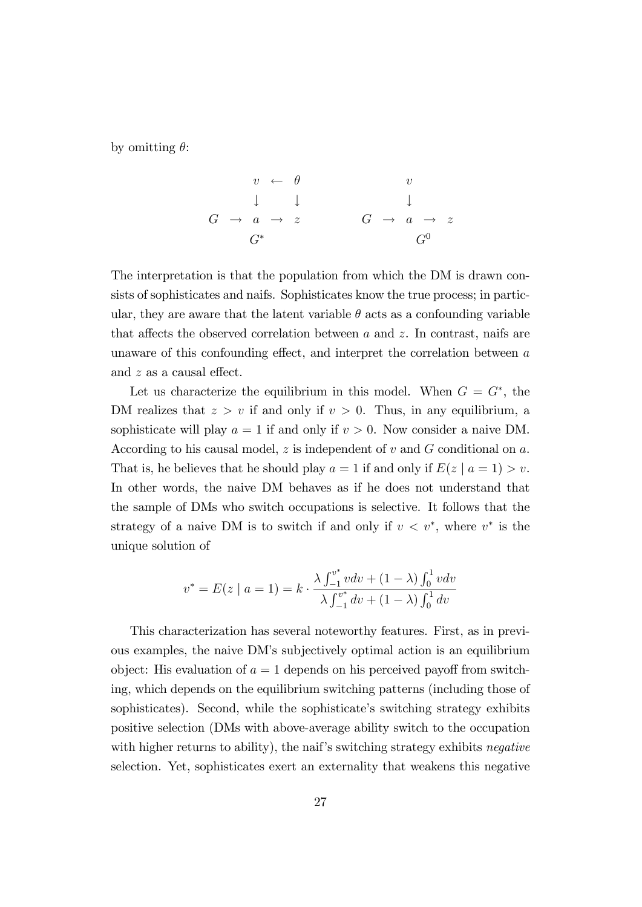by omitting $\theta$:

$$
\begin{array}{ccccc}
 & & v & \leftarrow & \theta \\
 & & \downarrow & & \downarrow \\
G & \rightarrow & a & \rightarrow & z \\
 & & G^* & &
\end{array}
\qquad\qquad
\begin{array}{ccccc}
 & & v & & \\
 & & \downarrow & & \\
G & \rightarrow & a & \rightarrow & z \\
 & & G^0 & &
\end{array}
$$

The interpretation is that the population from which the DM is drawn consists of sophisticates and naifs. Sophisticates know the true process; in particular, they are aware that the latent variable $\theta$ acts as a confounding variable that affects the observed correlation between $a$ and $z$. In contrast, naifs are unaware of this confounding effect, and interpret the correlation between $a$ and $z$ as a causal effect.

Let us characterize the equilibrium in this model. When $G = G^*$, the DM realizes that $z > v$ if and only if $v > 0$. Thus, in any equilibrium, a sophisticate will play $a = 1$ if and only if $v > 0$. Now consider a naive DM. According to his causal model, $z$ is independent of $v$ and $G$ conditional on $a$. That is, he believes that he should play $a = 1$ if and only if $E(z \mid a = 1) > v$. In other words, the naive DM behaves as if he does not understand that the sample of DMs who switch occupations is selective. It follows that the strategy of a naive DM is to switch if and only if $v < v^*$, where $v^*$ is the unique solution of

$$
v^* = E(z \mid a = 1) = k \cdot \frac{\lambda \int_{-1}^{v^*} v dv + (1 - \lambda) \int_0^1 v dv}{\lambda \int_{-1}^{v^*} dv + (1 - \lambda) \int_0^1 dv}
$$

This characterization has several noteworthy features. First, as in previous examples, the naive DM's subjectively optimal action is an equilibrium object: His evaluation of $a = 1$ depends on his perceived payoff from switching, which depends on the equilibrium switching patterns (including those of sophisticates). Second, while the sophisticate's switching strategy exhibits positive selection (DMs with above-average ability switch to the occupation with higher returns to ability), the naif's switching strategy exhibits *negative* selection. Yet, sophisticates exert an externality that weakens this negative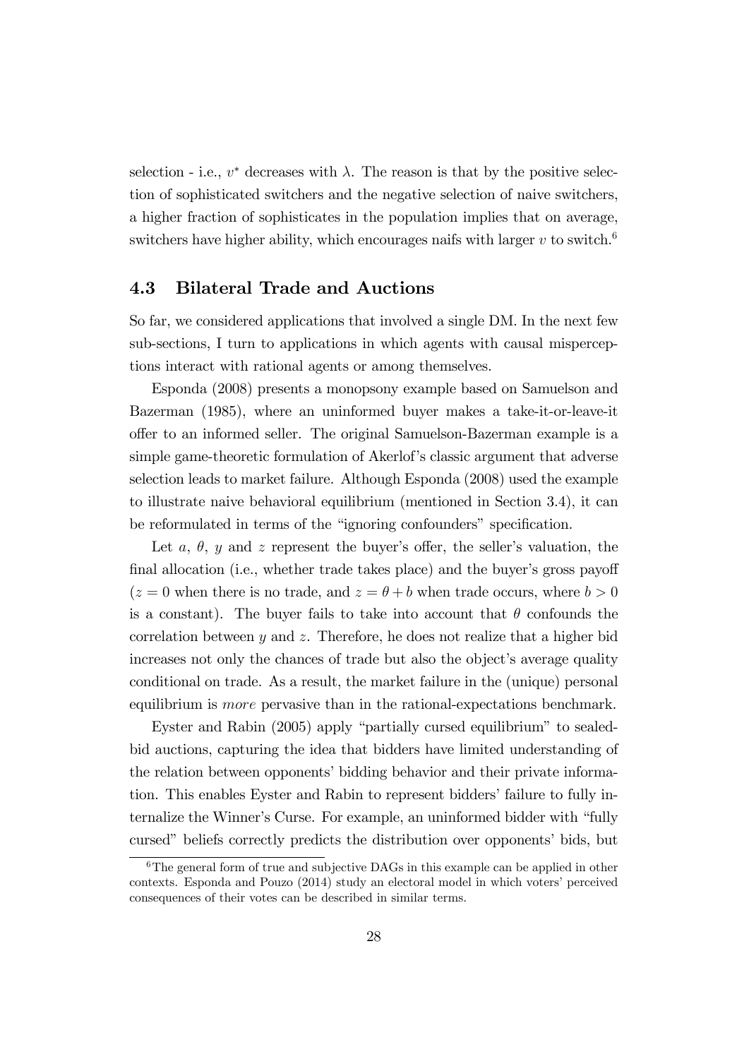selection - i.e., $v^*$ decreases with $\lambda$. The reason is that by the positive selection of sophisticated switchers and the negative selection of naive switchers, a higher fraction of sophisticates in the population implies that on average, switchers have higher ability, which encourages naifs with larger $v$ to switch.[6]

### 4.3 Bilateral Trade and Auctions

So far, we considered applications that involved a single DM. In the next few sub-sections, I turn to applications in which agents with causal misperceptions interact with rational agents or among themselves.

Esponda (2008) presents a monopsony example based on Samuelson and Bazerman (1985), where an uninformed buyer makes a take-it-or-leave-it offer to an informed seller. The original Samuelson-Bazerman example is a simple game-theoretic formulation of Akerlof's classic argument that adverse selection leads to market failure. Although Esponda (2008) used the example to illustrate naive behavioral equilibrium (mentioned in Section 3.4), it can be reformulated in terms of the "ignoring confounders" specification.

Let $a$, $\theta$, $y$ and $z$ represent the buyer's offer, the seller's valuation, the final allocation (i.e., whether trade takes place) and the buyer's gross payoff ($z = 0$ when there is no trade, and $z = \theta + b$ when trade occurs, where $b > 0$ is a constant). The buyer fails to take into account that $\theta$ confounds the correlation between $y$ and $z$. Therefore, he does not realize that a higher bid increases not only the chances of trade but also the object's average quality conditional on trade. As a result, the market failure in the (unique) personal equilibrium is *more* pervasive than in the rational-expectations benchmark.

Eyster and Rabin (2005) apply "partially cursed equilibrium" to sealed-bid auctions, capturing the idea that bidders have limited understanding of the relation between opponents' bidding behavior and their private information. This enables Eyster and Rabin to represent bidders' failure to fully internalize the Winner's Curse. For example, an uninformed bidder with "fully cursed" beliefs correctly predicts the distribution over opponents' bids, but

[6] The general form of true and subjective DAGs in this example can be applied in other contexts. Esponda and Pouzo (2014) study an electoral model in which voters' perceived consequences of their votes can be described in similar terms.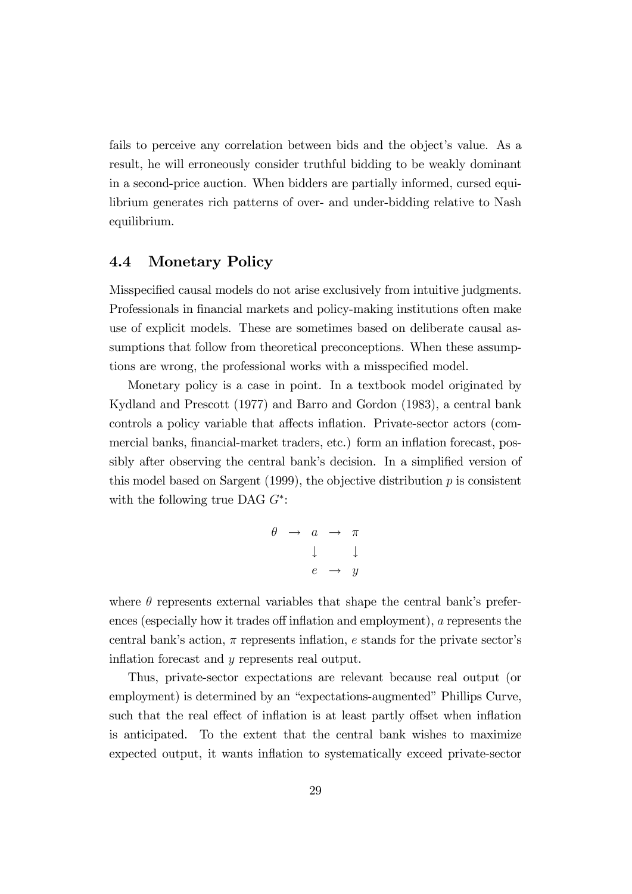fails to perceive any correlation between bids and the object's value. As a result, he will erroneously consider truthful bidding to be weakly dominant in a second-price auction. When bidders are partially informed, cursed equilibrium generates rich patterns of over- and under-bidding relative to Nash equilibrium.

## 4.4 Monetary Policy

Misspecified causal models do not arise exclusively from intuitive judgments. Professionals in financial markets and policy-making institutions often make use of explicit models. These are sometimes based on deliberate causal assumptions that follow from theoretical preconceptions. When these assumptions are wrong, the professional works with a misspecified model.

Monetary policy is a case in point. In a textbook model originated by Kydland and Prescott (1977) and Barro and Gordon (1983), a central bank controls a policy variable that affects inflation. Private-sector actors (commercial banks, financial-market traders, etc.) form an inflation forecast, possibly after observing the central bank's decision. In a simplified version of this model based on Sargent (1999), the objective distribution $p$ is consistent with the following true DAG $G^*$:

$$
\begin{array}{ccccc}
\theta & \rightarrow & a & \rightarrow & \pi \\
 & & \downarrow & & \downarrow \\
 & & e & \rightarrow & y
\end{array}
$$

where $\theta$ represents external variables that shape the central bank's preferences (especially how it trades off inflation and employment), $a$ represents the central bank's action, $\pi$ represents inflation, $e$ stands for the private sector's inflation forecast and $y$ represents real output.

Thus, private-sector expectations are relevant because real output (or employment) is determined by an "expectations-augmented" Phillips Curve, such that the real effect of inflation is at least partly offset when inflation is anticipated. To the extent that the central bank wishes to maximize expected output, it wants inflation to systematically exceed private-sector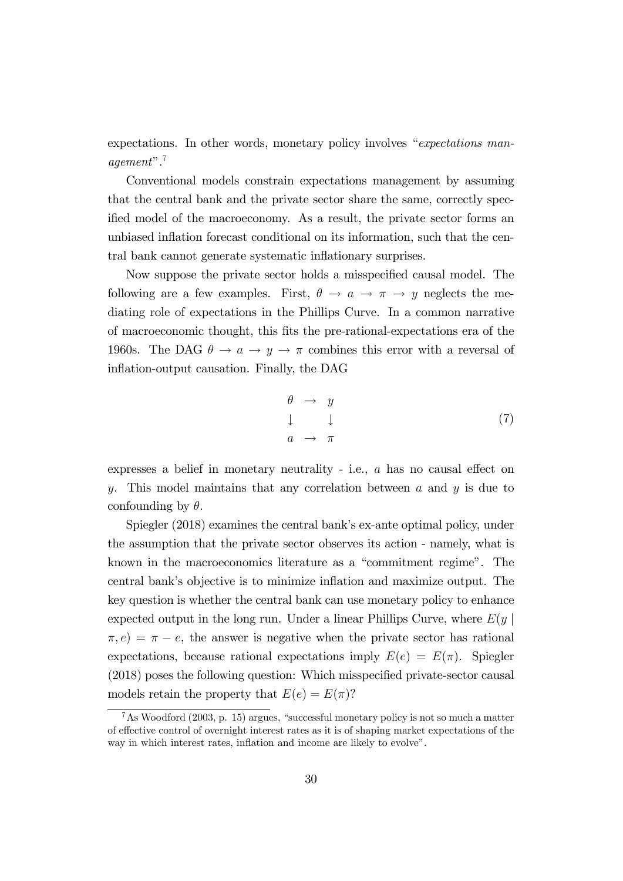expectations. In other words, monetary policy involves "*expectations management*".[7]

Conventional models constrain expectations management by assuming that the central bank and the private sector share the same, correctly specified model of the macroeconomy. As a result, the private sector forms an unbiased inflation forecast conditional on its information, such that the central bank cannot generate systematic inflationary surprises.

Now suppose the private sector holds a misspecified causal model. The following are a few examples. First, $\theta \to a \to \pi \to y$ neglects the mediating role of expectations in the Phillips Curve. In a common narrative of macroeconomic thought, this fits the pre-rational-expectations era of the 1960s. The DAG $\theta \to a \to y \to \pi$ combines this error with a reversal of inflation-output causation. Finally, the DAG

$$\begin{array}{ccc} \theta & \rightarrow & y \\ \downarrow & & \downarrow \\ a & \rightarrow & \pi \end{array} \tag{7}$$

expresses a belief in monetary neutrality - i.e., $a$ has no causal effect on $y$. This model maintains that any correlation between $a$ and $y$ is due to confounding by $\theta$.

Spiegler (2018) examines the central bank's ex-ante optimal policy, under the assumption that the private sector observes its action - namely, what is known in the macroeconomics literature as a "commitment regime". The central bank's objective is to minimize inflation and maximize output. The key question is whether the central bank can use monetary policy to enhance expected output in the long run. Under a linear Phillips Curve, where $E(y \mid \pi, e) = \pi - e$, the answer is negative when the private sector has rational expectations, because rational expectations imply $E(e) = E(\pi)$. Spiegler (2018) poses the following question: Which misspecified private-sector causal models retain the property that $E(e) = E(\pi)$?

[7] As Woodford (2003, p. 15) argues, "successful monetary policy is not so much a matter of effective control of overnight interest rates as it is of shaping market expectations of the way in which interest rates, inflation and income are likely to evolve".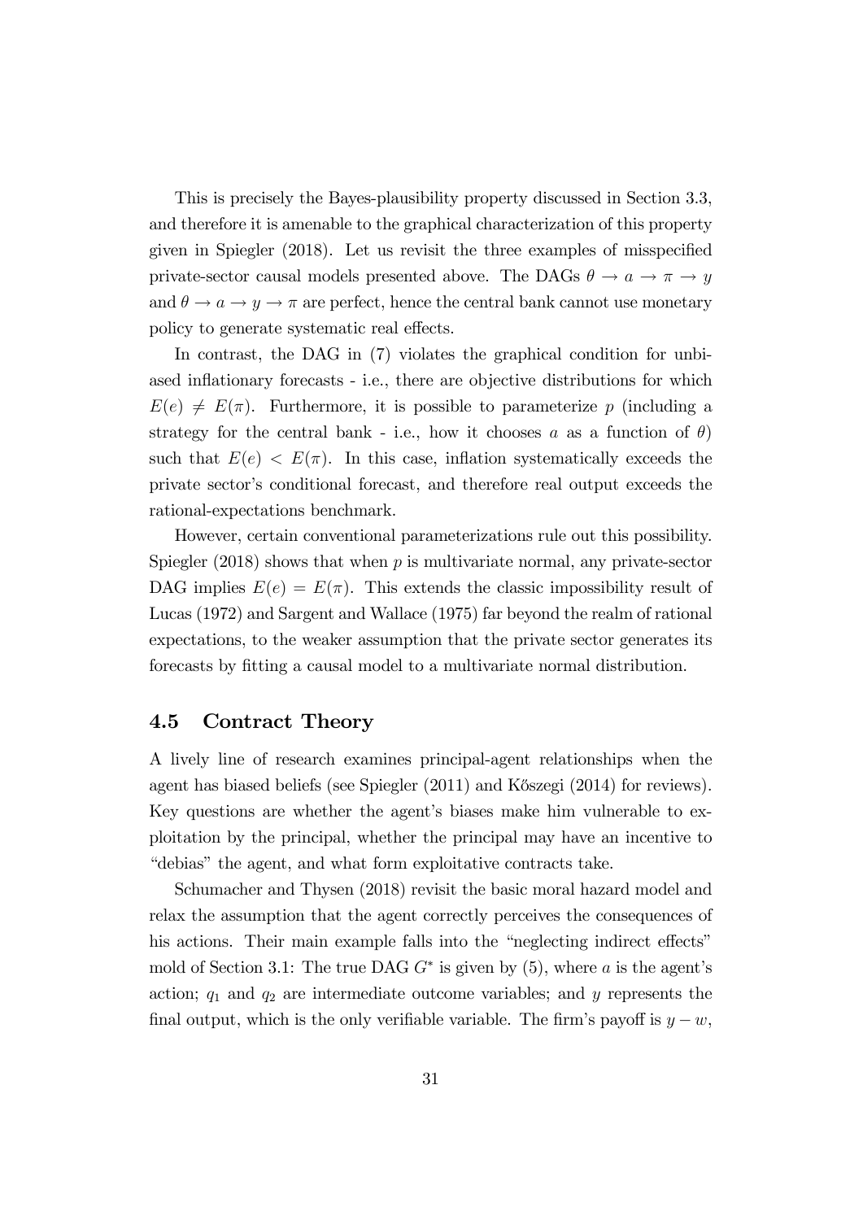This is precisely the Bayes-plausibility property discussed in Section 3.3, and therefore it is amenable to the graphical characterization of this property given in Spiegler (2018). Let us revisit the three examples of misspecified private-sector causal models presented above. The DAGs $\theta \rightarrow a \rightarrow \pi \rightarrow y$ and $\theta \rightarrow a \rightarrow y \rightarrow \pi$ are perfect, hence the central bank cannot use monetary policy to generate systematic real effects.

In contrast, the DAG in (7) violates the graphical condition for unbiased inflationary forecasts - i.e., there are objective distributions for which $E(e) \neq E(\pi)$. Furthermore, it is possible to parameterize $p$ (including a strategy for the central bank - i.e., how it chooses $a$ as a function of $\theta$) such that $E(e) < E(\pi)$. In this case, inflation systematically exceeds the private sector's conditional forecast, and therefore real output exceeds the rational-expectations benchmark.

However, certain conventional parameterizations rule out this possibility. Spiegler (2018) shows that when $p$ is multivariate normal, any private-sector DAG implies $E(e) = E(\pi)$. This extends the classic impossibility result of Lucas (1972) and Sargent and Wallace (1975) far beyond the realm of rational expectations, to the weaker assumption that the private sector generates its forecasts by fitting a causal model to a multivariate normal distribution.

## 4.5 Contract Theory

A lively line of research examines principal-agent relationships when the agent has biased beliefs (see Spiegler (2011) and Kőszegi (2014) for reviews). Key questions are whether the agent's biases make him vulnerable to exploitation by the principal, whether the principal may have an incentive to "debias" the agent, and what form exploitative contracts take.

Schumacher and Thysen (2018) revisit the basic moral hazard model and relax the assumption that the agent correctly perceives the consequences of his actions. Their main example falls into the "neglecting indirect effects" mold of Section 3.1: The true DAG $G^*$ is given by (5), where $a$ is the agent's action; $q_1$ and $q_2$ are intermediate outcome variables; and $y$ represents the final output, which is the only verifiable variable. The firm's payoff is $y - w$,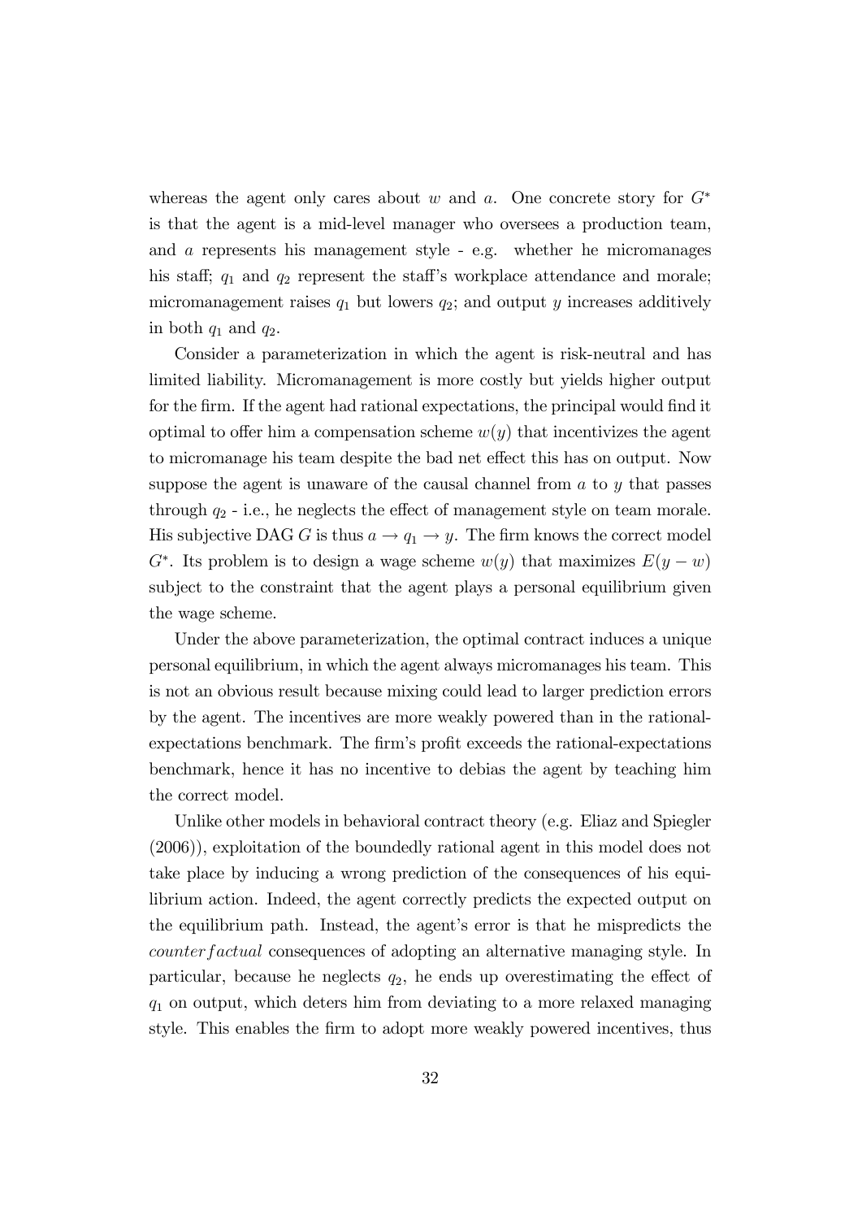whereas the agent only cares about $w$ and $a$. One concrete story for $G^*$ is that the agent is a mid-level manager who oversees a production team, and $a$ represents his management style - e.g. whether he micromanages his staff; $q_1$ and $q_2$ represent the staff's workplace attendance and morale; micromanagement raises $q_1$ but lowers $q_2$; and output $y$ increases additively in both $q_1$ and $q_2$.

Consider a parameterization in which the agent is risk-neutral and has limited liability. Micromanagement is more costly but yields higher output for the firm. If the agent had rational expectations, the principal would find it optimal to offer him a compensation scheme $w(y)$ that incentivizes the agent to micromanage his team despite the bad net effect this has on output. Now suppose the agent is unaware of the causal channel from $a$ to $y$ that passes through $q_2$ - i.e., he neglects the effect of management style on team morale. His subjective DAG $G$ is thus $a \rightarrow q_1 \rightarrow y$. The firm knows the correct model $G^*$. Its problem is to design a wage scheme $w(y)$ that maximizes $E(y - w)$ subject to the constraint that the agent plays a personal equilibrium given the wage scheme.

Under the above parameterization, the optimal contract induces a unique personal equilibrium, in which the agent always micromanages his team. This is not an obvious result because mixing could lead to larger prediction errors by the agent. The incentives are more weakly powered than in the rational-expectations benchmark. The firm's profit exceeds the rational-expectations benchmark, hence it has no incentive to debias the agent by teaching him the correct model.

Unlike other models in behavioral contract theory (e.g. Eliaz and Spiegler (2006)), exploitation of the boundedly rational agent in this model does not take place by inducing a wrong prediction of the consequences of his equilibrium action. Indeed, the agent correctly predicts the expected output on the equilibrium path. Instead, the agent's error is that he mispredicts the *counterfactual* consequences of adopting an alternative managing style. In particular, because he neglects $q_2$, he ends up overestimating the effect of $q_1$ on output, which deters him from deviating to a more relaxed managing style. This enables the firm to adopt more weakly powered incentives, thus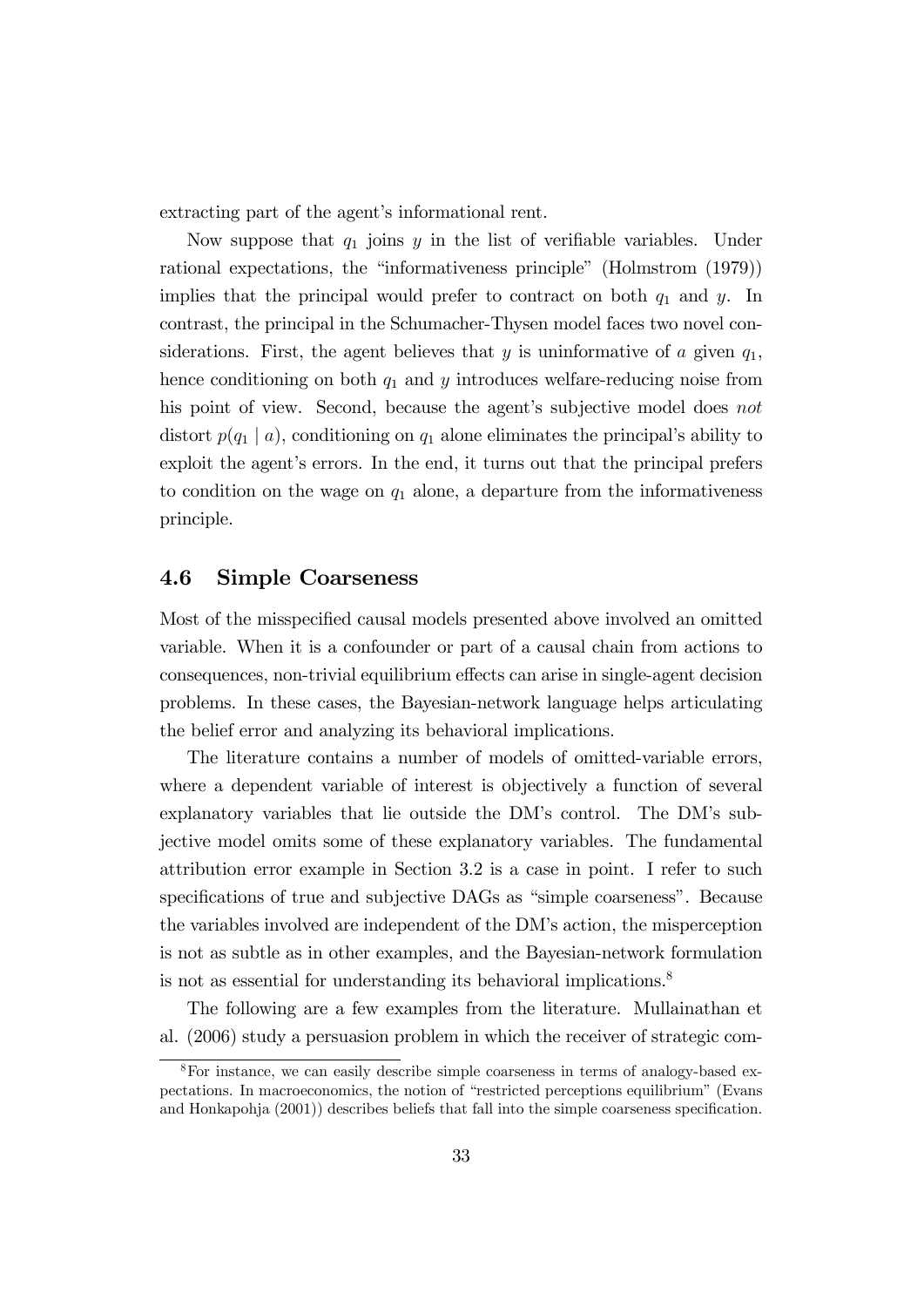extracting part of the agent's informational rent.

Now suppose that $q_1$ joins $y$ in the list of verifiable variables. Under rational expectations, the "informativeness principle" (Holmstrom (1979)) implies that the principal would prefer to contract on both $q_1$ and $y$. In contrast, the principal in the Schumacher-Thysen model faces two novel considerations. First, the agent believes that $y$ is uninformative of $a$ given $q_1$, hence conditioning on both $q_1$ and $y$ introduces welfare-reducing noise from his point of view. Second, because the agent's subjective model does *not* distort $p(q_1 \mid a)$, conditioning on $q_1$ alone eliminates the principal's ability to exploit the agent's errors. In the end, it turns out that the principal prefers to condition on the wage on $q_1$ alone, a departure from the informativeness principle.

### 4.6 Simple Coarseness

Most of the misspecified causal models presented above involved an omitted variable. When it is a confounder or part of a causal chain from actions to consequences, non-trivial equilibrium effects can arise in single-agent decision problems. In these cases, the Bayesian-network language helps articulating the belief error and analyzing its behavioral implications.

The literature contains a number of models of omitted-variable errors, where a dependent variable of interest is objectively a function of several explanatory variables that lie outside the DM's control. The DM's subjective model omits some of these explanatory variables. The fundamental attribution error example in Section 3.2 is a case in point. I refer to such specifications of true and subjective DAGs as "simple coarseness". Because the variables involved are independent of the DM's action, the misperception is not as subtle as in other examples, and the Bayesian-network formulation is not as essential for understanding its behavioral implications.[8]

The following are a few examples from the literature. Mullainathan et al. (2006) study a persuasion problem in which the receiver of strategic com-

[8] For instance, we can easily describe simple coarseness in terms of analogy-based expectations. In macroeconomics, the notion of "restricted perceptions equilibrium" (Evans and Honkapohja (2001)) describes beliefs that fall into the simple coarseness specification.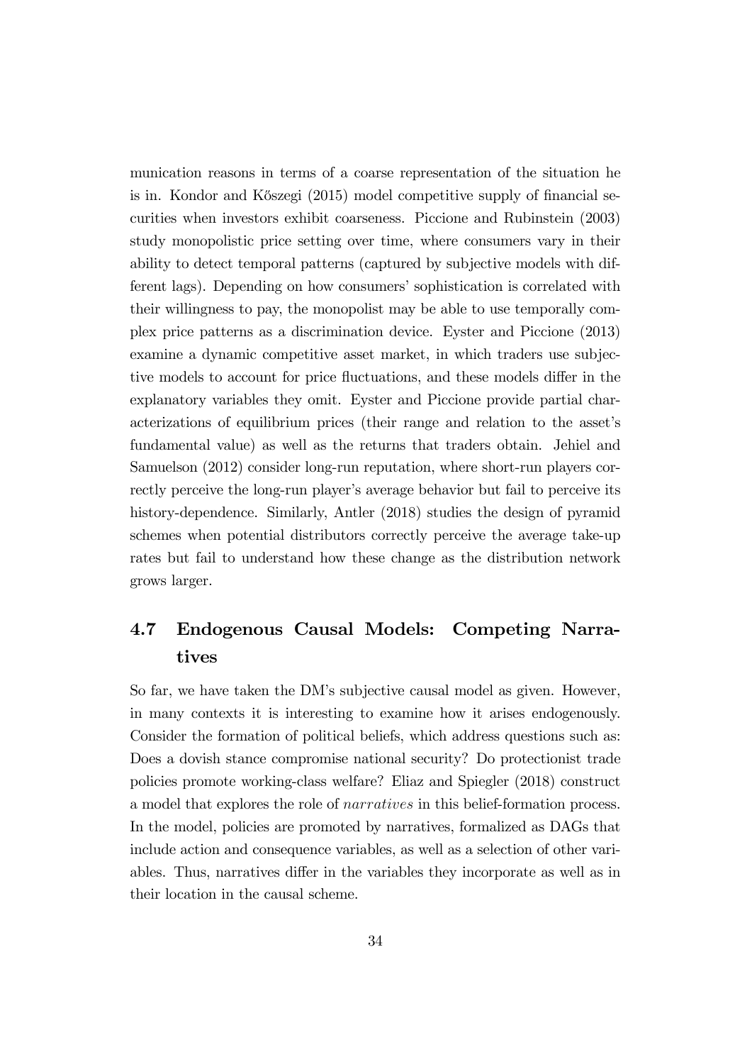munication reasons in terms of a coarse representation of the situation he is in. Kondor and Kőszegi (2015) model competitive supply of financial securities when investors exhibit coarseness. Piccione and Rubinstein (2003) study monopolistic price setting over time, where consumers vary in their ability to detect temporal patterns (captured by subjective models with different lags). Depending on how consumers' sophistication is correlated with their willingness to pay, the monopolist may be able to use temporally complex price patterns as a discrimination device. Eyster and Piccione (2013) examine a dynamic competitive asset market, in which traders use subjective models to account for price fluctuations, and these models differ in the explanatory variables they omit. Eyster and Piccione provide partial characterizations of equilibrium prices (their range and relation to the asset's fundamental value) as well as the returns that traders obtain. Jehiel and Samuelson (2012) consider long-run reputation, where short-run players correctly perceive the long-run player's average behavior but fail to perceive its history-dependence. Similarly, Antler (2018) studies the design of pyramid schemes when potential distributors correctly perceive the average take-up rates but fail to understand how these change as the distribution network grows larger.

## 4.7 Endogenous Causal Models: Competing Narratives

So far, we have taken the DM's subjective causal model as given. However, in many contexts it is interesting to examine how it arises endogenously. Consider the formation of political beliefs, which address questions such as: Does a dovish stance compromise national security? Do protectionist trade policies promote working-class welfare? Eliaz and Spiegler (2018) construct a model that explores the role of *narratives* in this belief-formation process. In the model, policies are promoted by narratives, formalized as DAGs that include action and consequence variables, as well as a selection of other variables. Thus, narratives differ in the variables they incorporate as well as in their location in the causal scheme.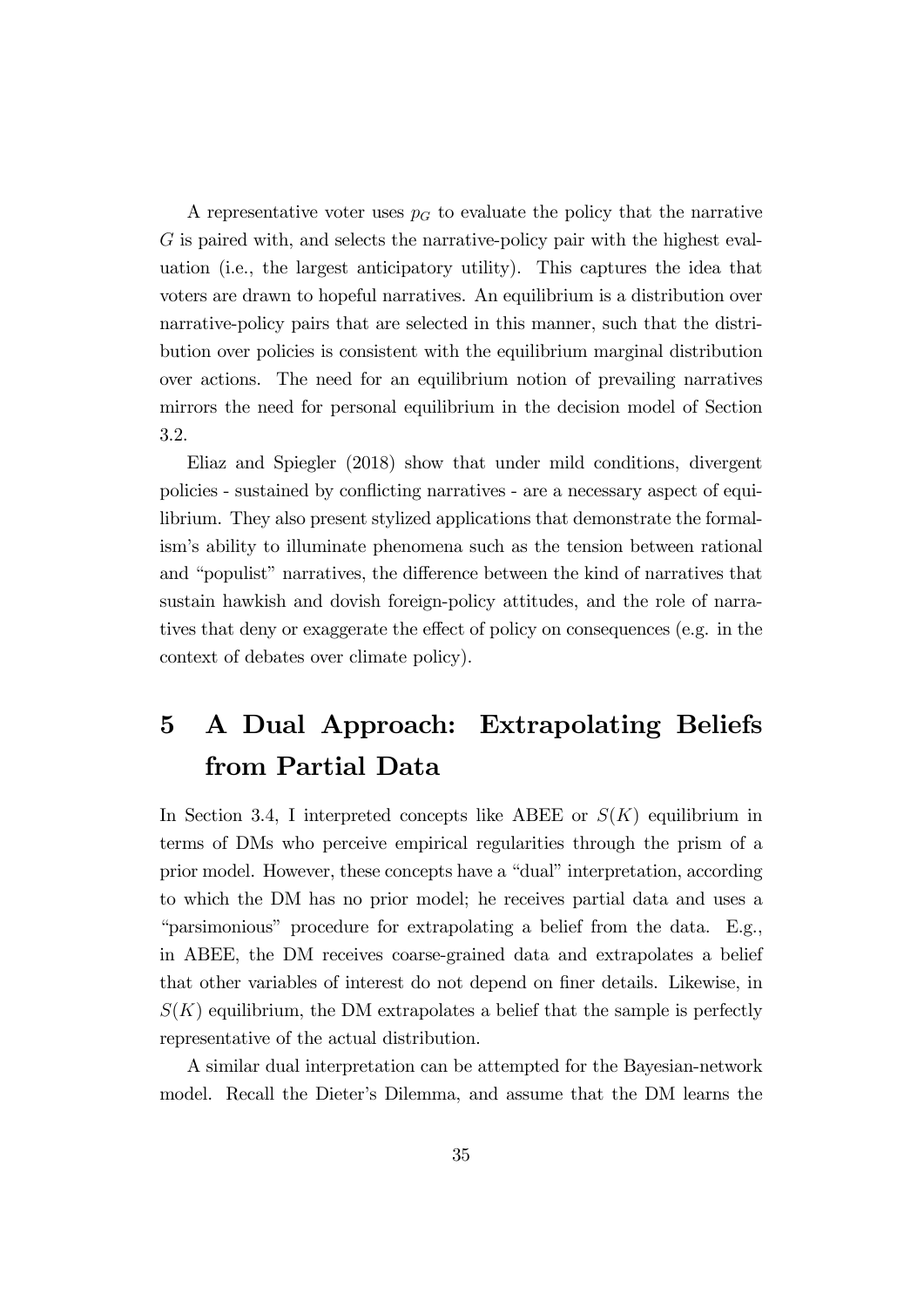A representative voter uses $p_G$ to evaluate the policy that the narrative $G$ is paired with, and selects the narrative-policy pair with the highest evaluation (i.e., the largest anticipatory utility). This captures the idea that voters are drawn to hopeful narratives. An equilibrium is a distribution over narrative-policy pairs that are selected in this manner, such that the distribution over policies is consistent with the equilibrium marginal distribution over actions. The need for an equilibrium notion of prevailing narratives mirrors the need for personal equilibrium in the decision model of Section 3.2.

Eliaz and Spiegler (2018) show that under mild conditions, divergent policies - sustained by conflicting narratives - are a necessary aspect of equilibrium. They also present stylized applications that demonstrate the formalism's ability to illuminate phenomena such as the tension between rational and "populist" narratives, the difference between the kind of narratives that sustain hawkish and dovish foreign-policy attitudes, and the role of narratives that deny or exaggerate the effect of policy on consequences (e.g. in the context of debates over climate policy).

# 5 A Dual Approach: Extrapolating Beliefs from Partial Data

In Section 3.4, I interpreted concepts like ABEE or $S(K)$ equilibrium in terms of DMs who perceive empirical regularities through the prism of a prior model. However, these concepts have a "dual" interpretation, according to which the DM has no prior model; he receives partial data and uses a "parsimonious" procedure for extrapolating a belief from the data. E.g., in ABEE, the DM receives coarse-grained data and extrapolates a belief that other variables of interest do not depend on finer details. Likewise, in $S(K)$ equilibrium, the DM extrapolates a belief that the sample is perfectly representative of the actual distribution.

A similar dual interpretation can be attempted for the Bayesian-network model. Recall the Dieter's Dilemma, and assume that the DM learns the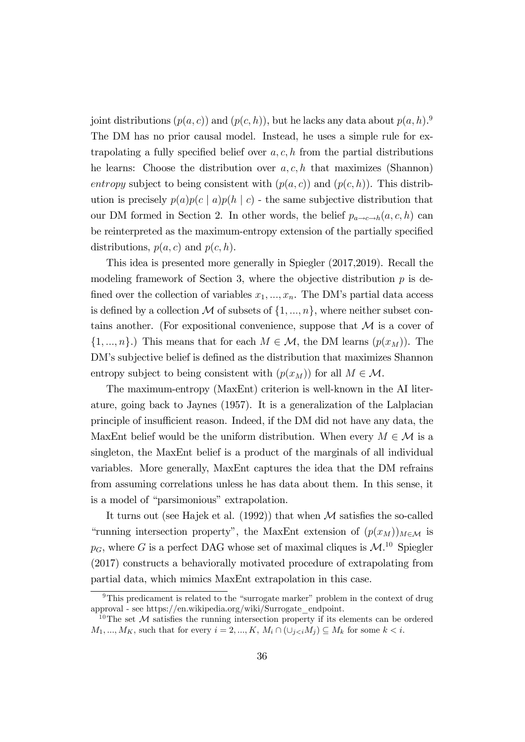joint distributions $(p(a,c))$ and $(p(c,h))$, but he lacks any data about $p(a,h)$.[9] The DM has no prior causal model. Instead, he uses a simple rule for extrapolating a fully specified belief over $a, c, h$ from the partial distributions he learns: Choose the distribution over $a, c, h$ that maximizes (Shannon) *entropy* subject to being consistent with $(p(a,c))$ and $(p(c,h))$. This distribution is precisely $p(a)p(c \mid a)p(h \mid c)$ - the same subjective distribution that our DM formed in Section 2. In other words, the belief $p_{a \to c \to h}(a,c,h)$ can be reinterpreted as the maximum-entropy extension of the partially specified distributions, $p(a,c)$ and $p(c,h)$.

This idea is presented more generally in Spiegler (2017,2019). Recall the modeling framework of Section 3, where the objective distribution $p$ is defined over the collection of variables $x_1, ..., x_n$. The DM's partial data access is defined by a collection $\mathcal{M}$ of subsets of $\{1, ..., n\}$, where neither subset contains another. (For expositional convenience, suppose that $\mathcal{M}$ is a cover of $\{1, ..., n\}$.) This means that for each $M \in \mathcal{M}$, the DM learns $(p(x_M))$. The DM's subjective belief is defined as the distribution that maximizes Shannon entropy subject to being consistent with $(p(x_M))$ for all $M \in \mathcal{M}$.

The maximum-entropy (MaxEnt) criterion is well-known in the AI literature, going back to Jaynes (1957). It is a generalization of the Lalplacian principle of insufficient reason. Indeed, if the DM did not have any data, the MaxEnt belief would be the uniform distribution. When every $M \in \mathcal{M}$ is a singleton, the MaxEnt belief is a product of the marginals of all individual variables. More generally, MaxEnt captures the idea that the DM refrains from assuming correlations unless he has data about them. In this sense, it is a model of "parsimonious" extrapolation.

It turns out (see Hajek et al. (1992)) that when $\mathcal{M}$ satisfies the so-called "running intersection property", the MaxEnt extension of $(p(x_M))_{M \in \mathcal{M}}$ is $p_G$, where $G$ is a perfect DAG whose set of maximal cliques is $\mathcal{M}$.[10] Spiegler (2017) constructs a behaviorally motivated procedure of extrapolating from partial data, which mimics MaxEnt extrapolation in this case.

[9] This predicament is related to the "surrogate marker" problem in the context of drug approval - see https://en.wikipedia.org/wiki/Surrogate_endpoint.

[10] The set $\mathcal{M}$ satisfies the running intersection property if its elements can be ordered $M_1, ..., M_K$, such that for every $i = 2, ..., K$, $M_i \cap (\cup_{j<i} M_j) \subseteq M_k$ for some $k < i$.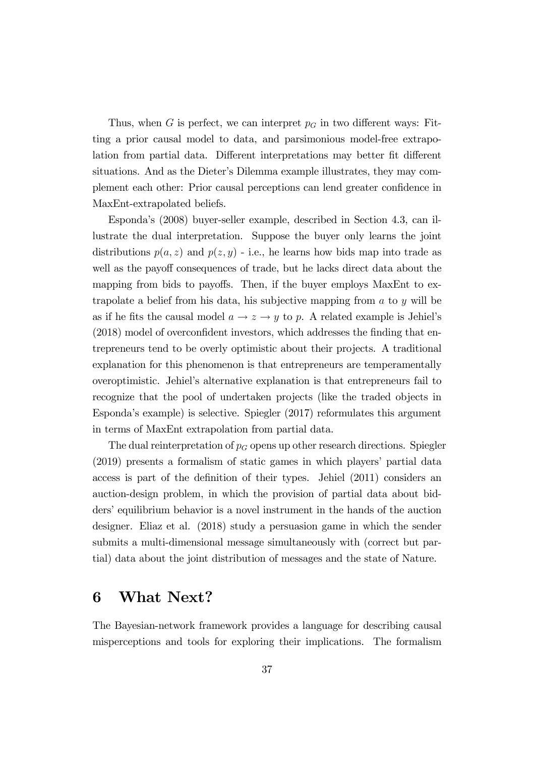Thus, when $G$ is perfect, we can interpret $p_G$ in two different ways: Fitting a prior causal model to data, and parsimonious model-free extrapolation from partial data. Different interpretations may better fit different situations. And as the Dieter's Dilemma example illustrates, they may complement each other: Prior causal perceptions can lend greater confidence in MaxEnt-extrapolated beliefs.

Esponda's (2008) buyer-seller example, described in Section 4.3, can illustrate the dual interpretation. Suppose the buyer only learns the joint distributions $p(a, z)$ and $p(z, y)$ - i.e., he learns how bids map into trade as well as the payoff consequences of trade, but he lacks direct data about the mapping from bids to payoffs. Then, if the buyer employs MaxEnt to extrapolate a belief from his data, his subjective mapping from $a$ to $y$ will be as if he fits the causal model $a \to z \to y$ to $p$. A related example is Jehiel's (2018) model of overconfident investors, which addresses the finding that entrepreneurs tend to be overly optimistic about their projects. A traditional explanation for this phenomenon is that entrepreneurs are temperamentally overoptimistic. Jehiel's alternative explanation is that entrepreneurs fail to recognize that the pool of undertaken projects (like the traded objects in Esponda's example) is selective. Spiegler (2017) reformulates this argument in terms of MaxEnt extrapolation from partial data.

The dual reinterpretation of $p_G$ opens up other research directions. Spiegler (2019) presents a formalism of static games in which players' partial data access is part of the definition of their types. Jehiel (2011) considers an auction-design problem, in which the provision of partial data about bidders' equilibrium behavior is a novel instrument in the hands of the auction designer. Eliaz et al. (2018) study a persuasion game in which the sender submits a multi-dimensional message simultaneously with (correct but partial) data about the joint distribution of messages and the state of Nature.

# 6 What Next?

The Bayesian-network framework provides a language for describing causal misperceptions and tools for exploring their implications. The formalism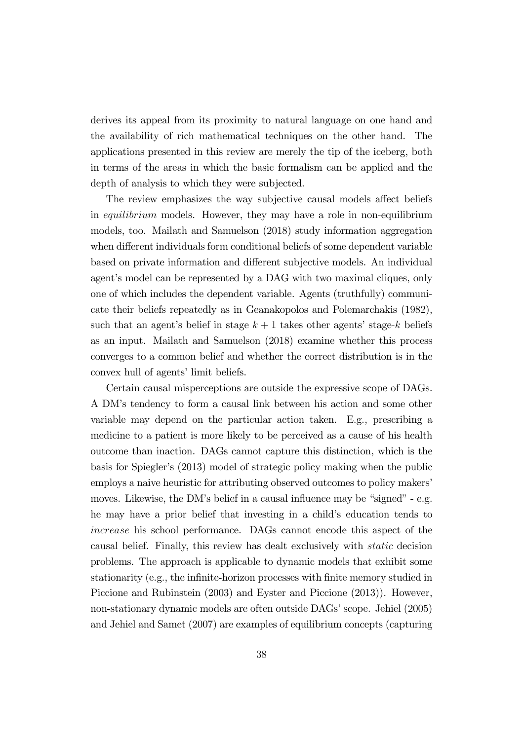derives its appeal from its proximity to natural language on one hand and the availability of rich mathematical techniques on the other hand. The applications presented in this review are merely the tip of the iceberg, both in terms of the areas in which the basic formalism can be applied and the depth of analysis to which they were subjected.

The review emphasizes the way subjective causal models affect beliefs in *equilibrium* models. However, they may have a role in non-equilibrium models, too. Mailath and Samuelson (2018) study information aggregation when different individuals form conditional beliefs of some dependent variable based on private information and different subjective models. An individual agent's model can be represented by a DAG with two maximal cliques, only one of which includes the dependent variable. Agents (truthfully) communicate their beliefs repeatedly as in Geanakopolos and Polemarchakis (1982), such that an agent's belief in stage $k+1$ takes other agents' stage-$k$ beliefs as an input. Mailath and Samuelson (2018) examine whether this process converges to a common belief and whether the correct distribution is in the convex hull of agents' limit beliefs.

Certain causal misperceptions are outside the expressive scope of DAGs. A DM's tendency to form a causal link between his action and some other variable may depend on the particular action taken. E.g., prescribing a medicine to a patient is more likely to be perceived as a cause of his health outcome than inaction. DAGs cannot capture this distinction, which is the basis for Spiegler's (2013) model of strategic policy making when the public employs a naive heuristic for attributing observed outcomes to policy makers' moves. Likewise, the DM's belief in a causal influence may be "signed" - e.g. he may have a prior belief that investing in a child's education tends to *increase* his school performance. DAGs cannot encode this aspect of the causal belief. Finally, this review has dealt exclusively with *static* decision problems. The approach is applicable to dynamic models that exhibit some stationarity (e.g., the infinite-horizon processes with finite memory studied in Piccione and Rubinstein (2003) and Eyster and Piccione (2013)). However, non-stationary dynamic models are often outside DAGs' scope. Jehiel (2005) and Jehiel and Samet (2007) are examples of equilibrium concepts (capturing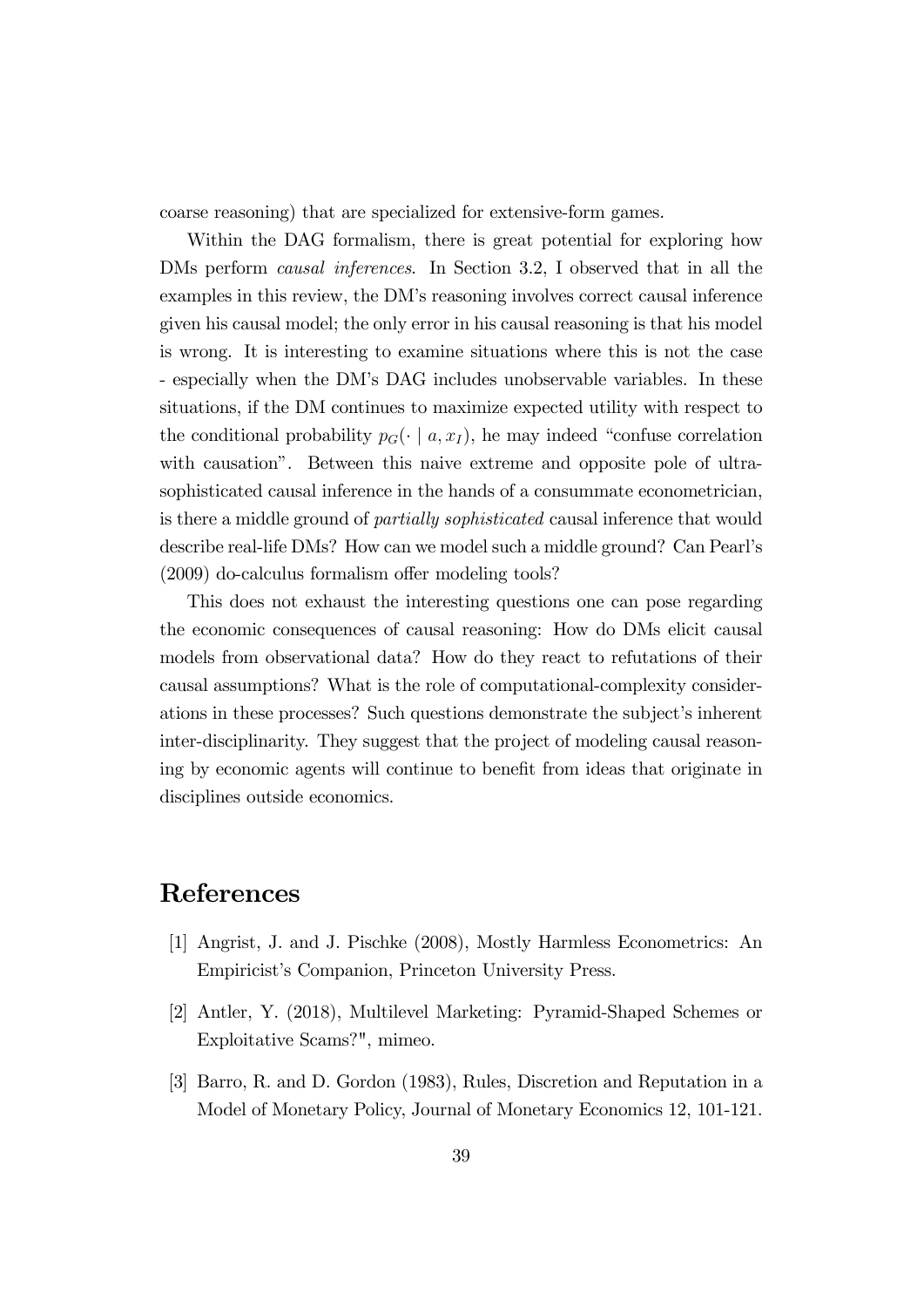coarse reasoning) that are specialized for extensive-form games.

Within the DAG formalism, there is great potential for exploring how DMs perform *causal inferences*. In Section 3.2, I observed that in all the examples in this review, the DM's reasoning involves correct causal inference given his causal model; the only error in his causal reasoning is that his model is wrong. It is interesting to examine situations where this is not the case - especially when the DM's DAG includes unobservable variables. In these situations, if the DM continues to maximize expected utility with respect to the conditional probability $p_G(\cdot \mid a, x_I)$, he may indeed "confuse correlation with causation". Between this naive extreme and opposite pole of ultra-sophisticated causal inference in the hands of a consummate econometrician, is there a middle ground of *partially sophisticated* causal inference that would describe real-life DMs? How can we model such a middle ground? Can Pearl's (2009) do-calculus formalism offer modeling tools?

This does not exhaust the interesting questions one can pose regarding the economic consequences of causal reasoning: How do DMs elicit causal models from observational data? How do they react to refutations of their causal assumptions? What is the role of computational-complexity considerations in these processes? Such questions demonstrate the subject's inherent inter-disciplinarity. They suggest that the project of modeling causal reasoning by economic agents will continue to benefit from ideas that originate in disciplines outside economics.

# References

[1] Angrist, J. and J. Pischke (2008), Mostly Harmless Econometrics: An Empiricist's Companion, Princeton University Press.

[2] Antler, Y. (2018), Multilevel Marketing: Pyramid-Shaped Schemes or Exploitative Scams?", mimeo.

[3] Barro, R. and D. Gordon (1983), Rules, Discretion and Reputation in a Model of Monetary Policy, Journal of Monetary Economics 12, 101-121.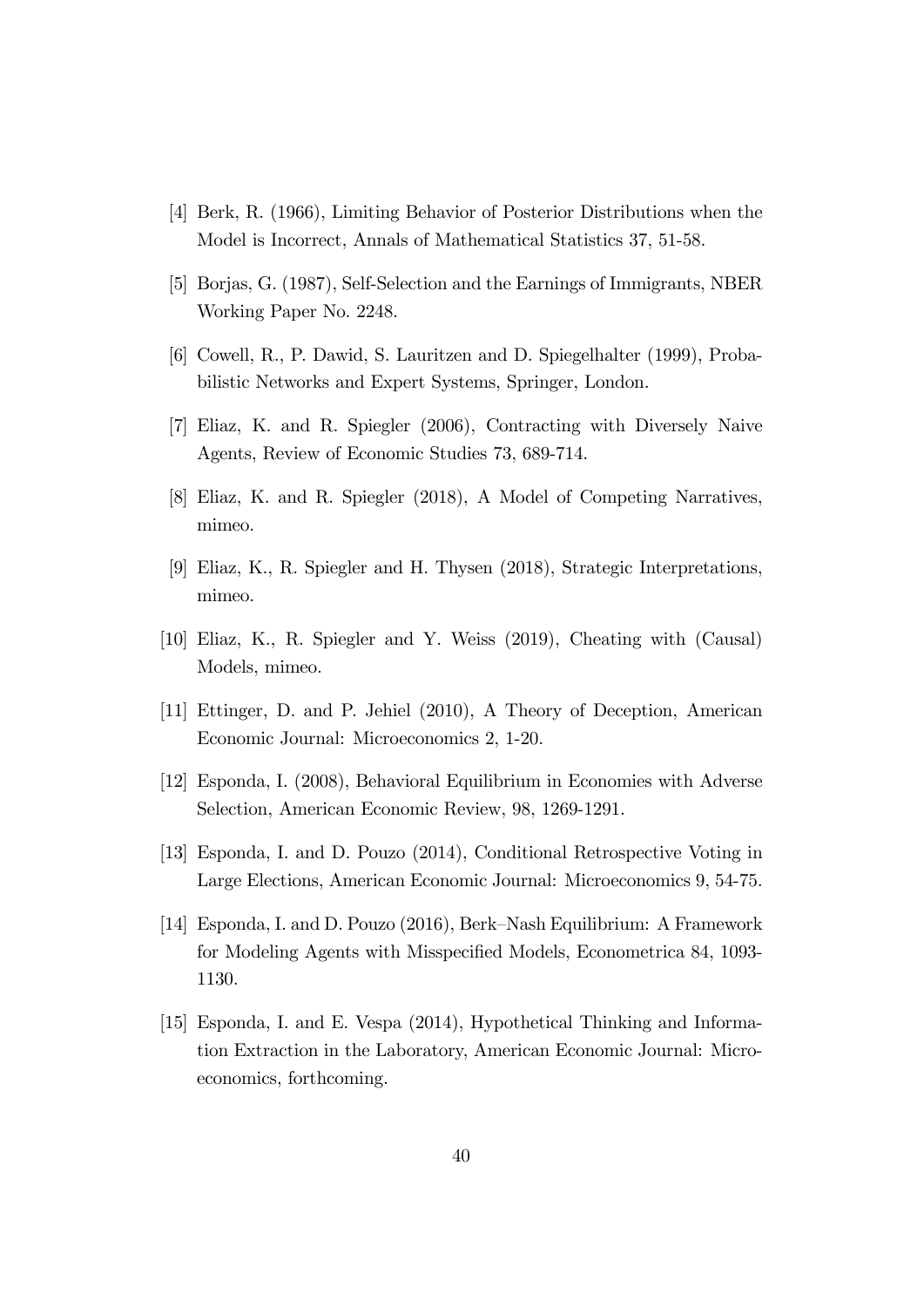[4] Berk, R. (1966), Limiting Behavior of Posterior Distributions when the Model is Incorrect, Annals of Mathematical Statistics 37, 51-58.

[5] Borjas, G. (1987), Self-Selection and the Earnings of Immigrants, NBER Working Paper No. 2248.

[6] Cowell, R., P. Dawid, S. Lauritzen and D. Spiegelhalter (1999), Probabilistic Networks and Expert Systems, Springer, London.

[7] Eliaz, K. and R. Spiegler (2006), Contracting with Diversely Naive Agents, Review of Economic Studies 73, 689-714.

[8] Eliaz, K. and R. Spiegler (2018), A Model of Competing Narratives, mimeo.

[9] Eliaz, K., R. Spiegler and H. Thysen (2018), Strategic Interpretations, mimeo.

[10] Eliaz, K., R. Spiegler and Y. Weiss (2019), Cheating with (Causal) Models, mimeo.

[11] Ettinger, D. and P. Jehiel (2010), A Theory of Deception, American Economic Journal: Microeconomics 2, 1-20.

[12] Esponda, I. (2008), Behavioral Equilibrium in Economies with Adverse Selection, American Economic Review, 98, 1269-1291.

[13] Esponda, I. and D. Pouzo (2014), Conditional Retrospective Voting in Large Elections, American Economic Journal: Microeconomics 9, 54-75.

[14] Esponda, I. and D. Pouzo (2016), Berk–Nash Equilibrium: A Framework for Modeling Agents with Misspecified Models, Econometrica 84, 1093-1130.

[15] Esponda, I. and E. Vespa (2014), Hypothetical Thinking and Information Extraction in the Laboratory, American Economic Journal: Microeconomics, forthcoming.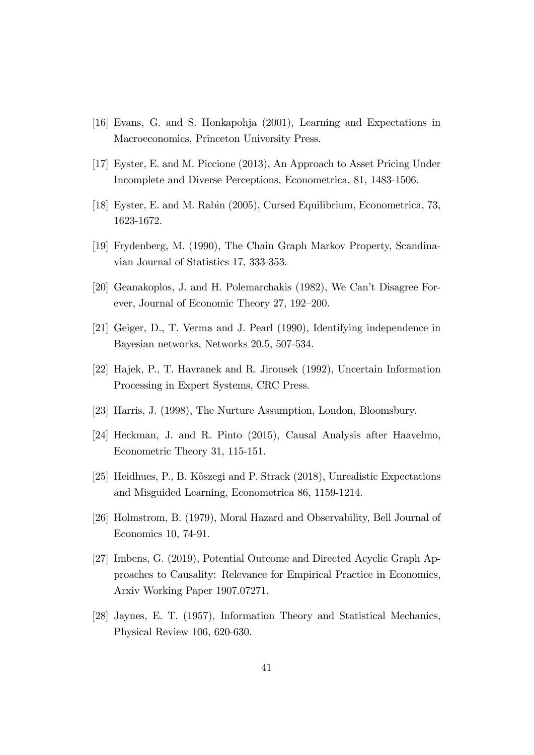[16] Evans, G. and S. Honkapohja (2001), Learning and Expectations in Macroeconomics, Princeton University Press.

[17] Eyster, E. and M. Piccione (2013), An Approach to Asset Pricing Under Incomplete and Diverse Perceptions, Econometrica, 81, 1483-1506.

[18] Eyster, E. and M. Rabin (2005), Cursed Equilibrium, Econometrica, 73, 1623-1672.

[19] Frydenberg, M. (1990), The Chain Graph Markov Property, Scandinavian Journal of Statistics 17, 333-353.

[20] Geanakoplos, J. and H. Polemarchakis (1982), We Can't Disagree Forever, Journal of Economic Theory 27, 192–200.

[21] Geiger, D., T. Verma and J. Pearl (1990), Identifying independence in Bayesian networks, Networks 20.5, 507-534.

[22] Hajek, P., T. Havranek and R. Jirousek (1992), Uncertain Information Processing in Expert Systems, CRC Press.

[23] Harris, J. (1998), The Nurture Assumption, London, Bloomsbury.

[24] Heckman, J. and R. Pinto (2015), Causal Analysis after Haavelmo, Econometric Theory 31, 115-151.

[25] Heidhues, P., B. Kőszegi and P. Strack (2018), Unrealistic Expectations and Misguided Learning, Econometrica 86, 1159-1214.

[26] Holmstrom, B. (1979), Moral Hazard and Observability, Bell Journal of Economics 10, 74-91.

[27] Imbens, G. (2019), Potential Outcome and Directed Acyclic Graph Approaches to Causality: Relevance for Empirical Practice in Economics, Arxiv Working Paper 1907.07271.

[28] Jaynes, E. T. (1957), Information Theory and Statistical Mechanics, Physical Review 106, 620-630.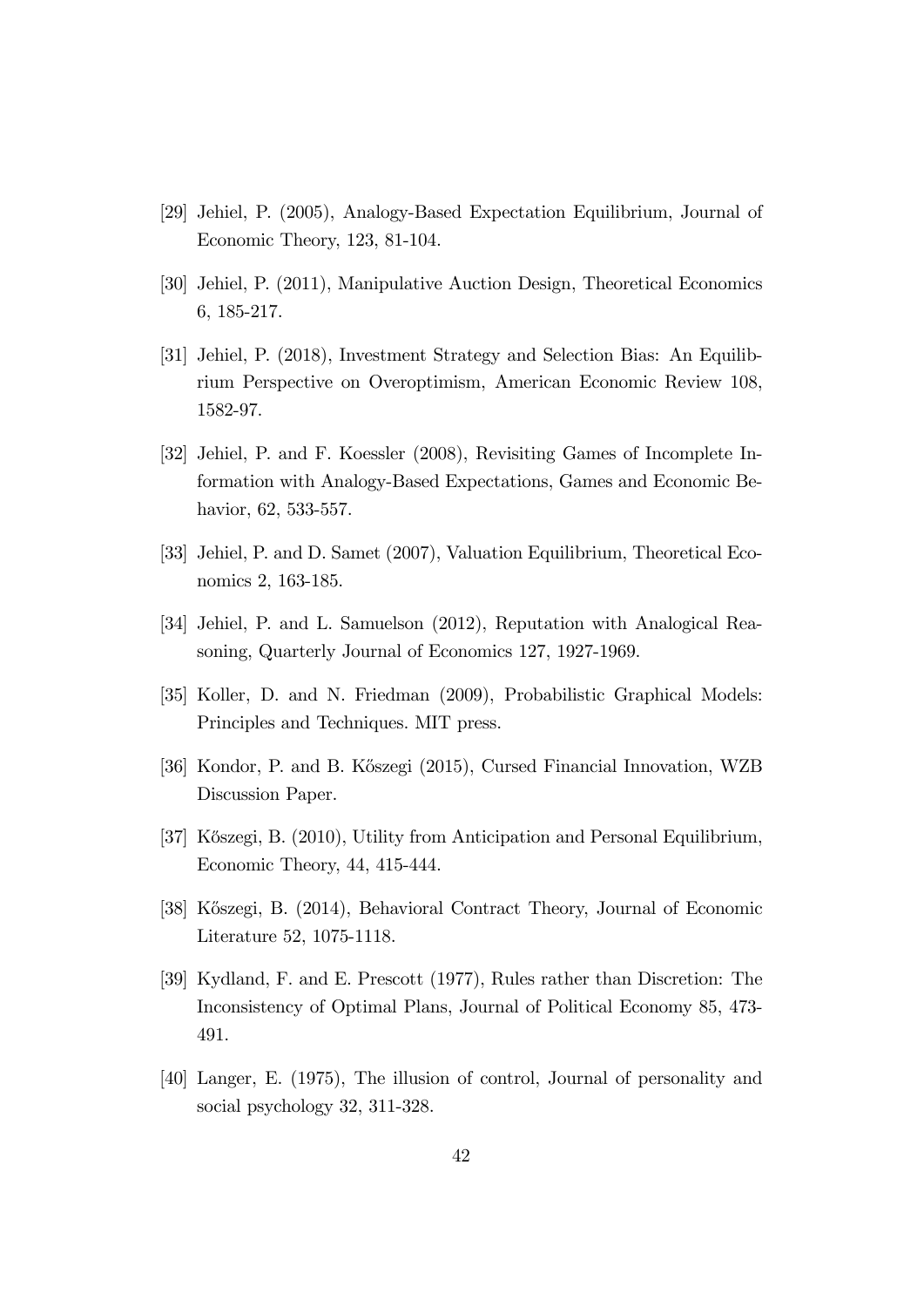[29] Jehiel, P. (2005), Analogy-Based Expectation Equilibrium, Journal of Economic Theory, 123, 81-104.

[30] Jehiel, P. (2011), Manipulative Auction Design, Theoretical Economics 6, 185-217.

[31] Jehiel, P. (2018), Investment Strategy and Selection Bias: An Equilibrium Perspective on Overoptimism, American Economic Review 108, 1582-97.

[32] Jehiel, P. and F. Koessler (2008), Revisiting Games of Incomplete Information with Analogy-Based Expectations, Games and Economic Behavior, 62, 533-557.

[33] Jehiel, P. and D. Samet (2007), Valuation Equilibrium, Theoretical Economics 2, 163-185.

[34] Jehiel, P. and L. Samuelson (2012), Reputation with Analogical Reasoning, Quarterly Journal of Economics 127, 1927-1969.

[35] Koller, D. and N. Friedman (2009), Probabilistic Graphical Models: Principles and Techniques. MIT press.

[36] Kondor, P. and B. Kőszegi (2015), Cursed Financial Innovation, WZB Discussion Paper.

[37] Kőszegi, B. (2010), Utility from Anticipation and Personal Equilibrium, Economic Theory, 44, 415-444.

[38] Kőszegi, B. (2014), Behavioral Contract Theory, Journal of Economic Literature 52, 1075-1118.

[39] Kydland, F. and E. Prescott (1977), Rules rather than Discretion: The Inconsistency of Optimal Plans, Journal of Political Economy 85, 473-491.

[40] Langer, E. (1975), The illusion of control, Journal of personality and social psychology 32, 311-328.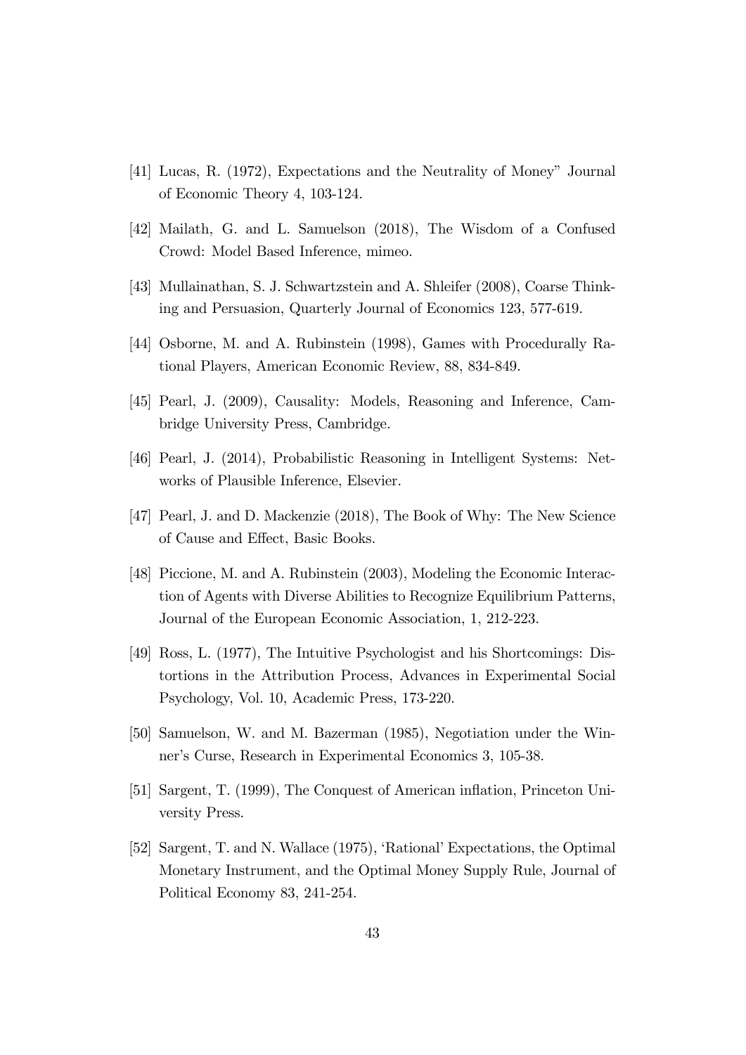[41] Lucas, R. (1972), Expectations and the Neutrality of Money" Journal of Economic Theory 4, 103-124.

[42] Mailath, G. and L. Samuelson (2018), The Wisdom of a Confused Crowd: Model Based Inference, mimeo.

[43] Mullainathan, S. J. Schwartzstein and A. Shleifer (2008), Coarse Thinking and Persuasion, Quarterly Journal of Economics 123, 577-619.

[44] Osborne, M. and A. Rubinstein (1998), Games with Procedurally Rational Players, American Economic Review, 88, 834-849.

[45] Pearl, J. (2009), Causality: Models, Reasoning and Inference, Cambridge University Press, Cambridge.

[46] Pearl, J. (2014), Probabilistic Reasoning in Intelligent Systems: Networks of Plausible Inference, Elsevier.

[47] Pearl, J. and D. Mackenzie (2018), The Book of Why: The New Science of Cause and Effect, Basic Books.

[48] Piccione, M. and A. Rubinstein (2003), Modeling the Economic Interaction of Agents with Diverse Abilities to Recognize Equilibrium Patterns, Journal of the European Economic Association, 1, 212-223.

[49] Ross, L. (1977), The Intuitive Psychologist and his Shortcomings: Distortions in the Attribution Process, Advances in Experimental Social Psychology, Vol. 10, Academic Press, 173-220.

[50] Samuelson, W. and M. Bazerman (1985), Negotiation under the Winner's Curse, Research in Experimental Economics 3, 105-38.

[51] Sargent, T. (1999), The Conquest of American inflation, Princeton University Press.

[52] Sargent, T. and N. Wallace (1975), 'Rational' Expectations, the Optimal Monetary Instrument, and the Optimal Money Supply Rule, Journal of Political Economy 83, 241-254.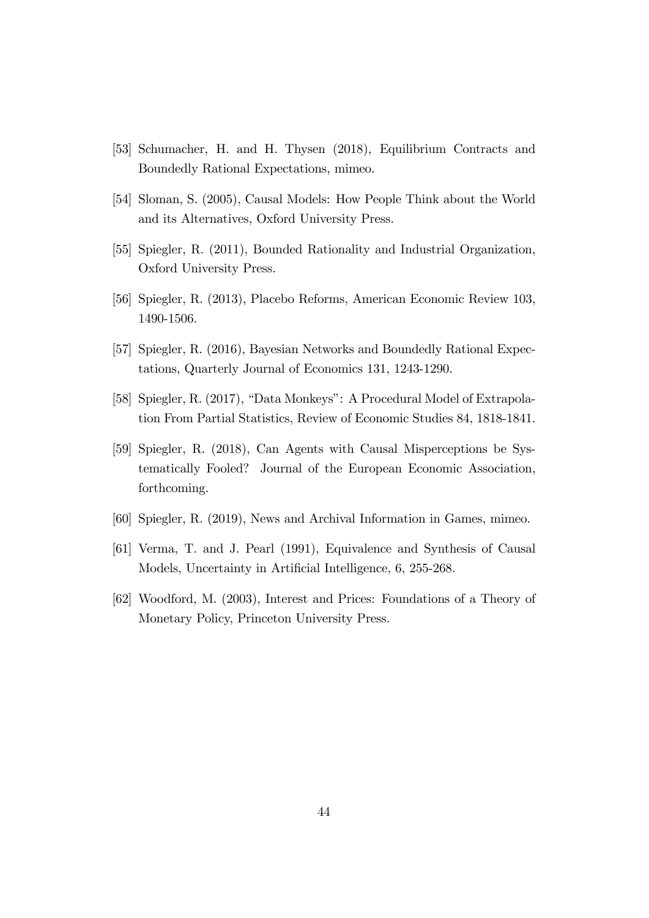[53] Schumacher, H. and H. Thysen (2018), Equilibrium Contracts and Boundedly Rational Expectations, mimeo.

[54] Sloman, S. (2005), Causal Models: How People Think about the World and its Alternatives, Oxford University Press.

[55] Spiegler, R. (2011), Bounded Rationality and Industrial Organization, Oxford University Press.

[56] Spiegler, R. (2013), Placebo Reforms, American Economic Review 103, 1490-1506.

[57] Spiegler, R. (2016), Bayesian Networks and Boundedly Rational Expectations, Quarterly Journal of Economics 131, 1243-1290.

[58] Spiegler, R. (2017), "Data Monkeys": A Procedural Model of Extrapolation From Partial Statistics, Review of Economic Studies 84, 1818-1841.

[59] Spiegler, R. (2018), Can Agents with Causal Misperceptions be Systematically Fooled? Journal of the European Economic Association, forthcoming.

[60] Spiegler, R. (2019), News and Archival Information in Games, mimeo.

[61] Verma, T. and J. Pearl (1991), Equivalence and Synthesis of Causal Models, Uncertainty in Artificial Intelligence, 6, 255-268.

[62] Woodford, M. (2003), Interest and Prices: Foundations of a Theory of Monetary Policy, Princeton University Press.